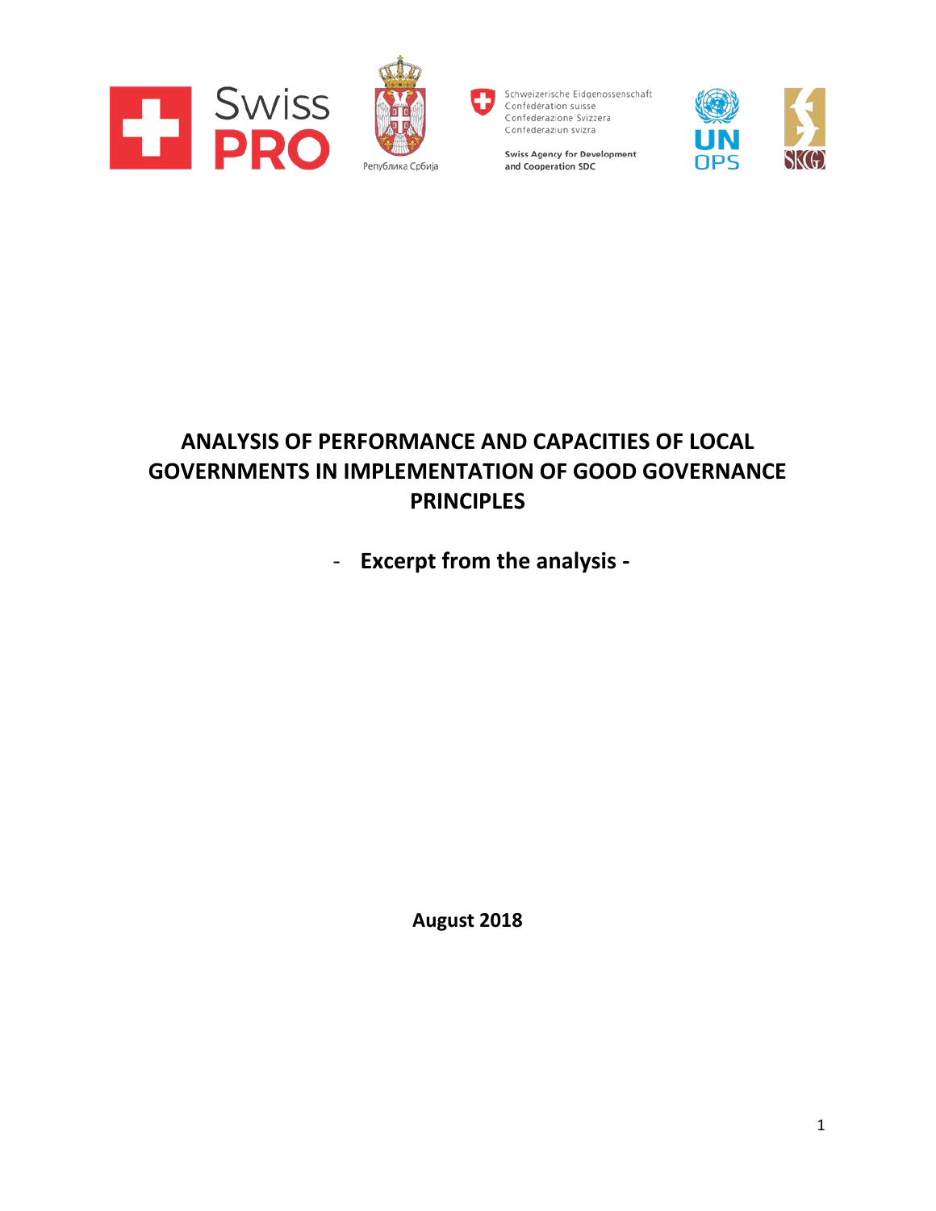Swiss PRO

Република Србија

Schweizerische Eidgenossenschaft
Confédération suisse
Confederazione Svizzera
Confederaziun svizra

Swiss Agency for Development and Cooperation SDC

UN OPS

SKGO

# ANALYSIS OF PERFORMANCE AND CAPACITIES OF LOCAL GOVERNMENTS IN IMPLEMENTATION OF GOOD GOVERNANCE PRINCIPLES

## - Excerpt from the analysis -

**August 2018**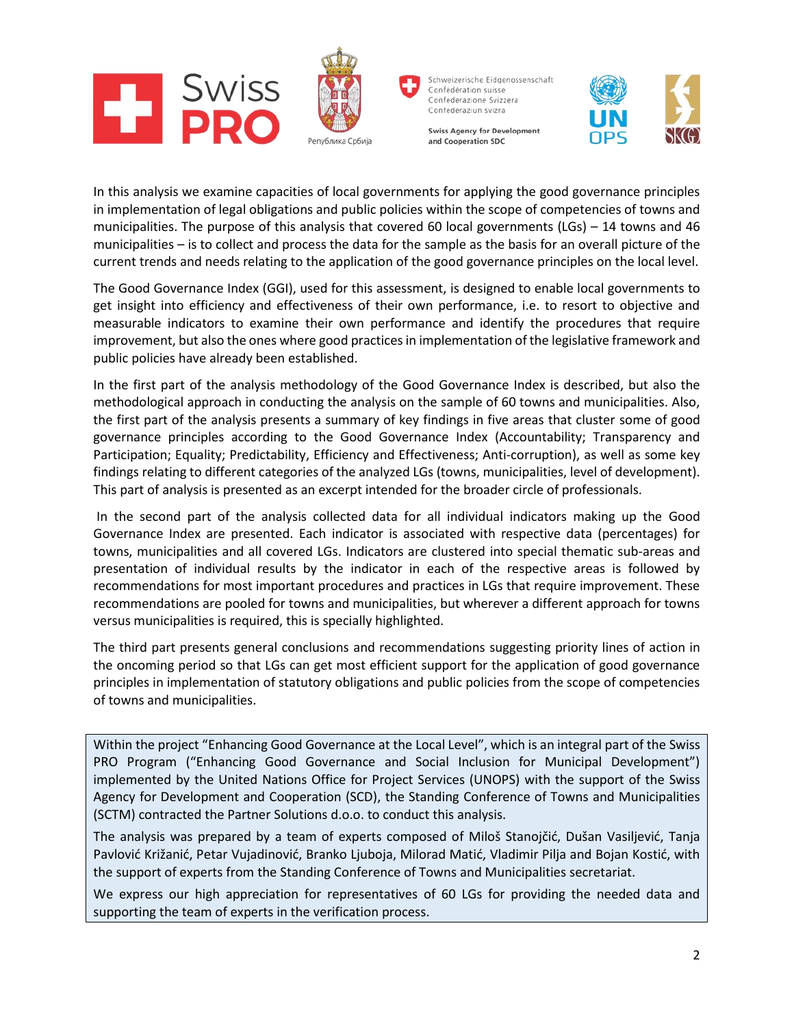In this analysis we examine capacities of local governments for applying the good governance principles in implementation of legal obligations and public policies within the scope of competencies of towns and municipalities. The purpose of this analysis that covered 60 local governments (LGs) – 14 towns and 46 municipalities – is to collect and process the data for the sample as the basis for an overall picture of the current trends and needs relating to the application of the good governance principles on the local level.

The Good Governance Index (GGI), used for this assessment, is designed to enable local governments to get insight into efficiency and effectiveness of their own performance, i.e. to resort to objective and measurable indicators to examine their own performance and identify the procedures that require improvement, but also the ones where good practices in implementation of the legislative framework and public policies have already been established.

In the first part of the analysis methodology of the Good Governance Index is described, but also the methodological approach in conducting the analysis on the sample of 60 towns and municipalities. Also, the first part of the analysis presents a summary of key findings in five areas that cluster some of good governance principles according to the Good Governance Index (Accountability; Transparency and Participation; Equality; Predictability, Efficiency and Effectiveness; Anti-corruption), as well as some key findings relating to different categories of the analyzed LGs (towns, municipalities, level of development). This part of analysis is presented as an excerpt intended for the broader circle of professionals.

In the second part of the analysis collected data for all individual indicators making up the Good Governance Index are presented. Each indicator is associated with respective data (percentages) for towns, municipalities and all covered LGs. Indicators are clustered into special thematic sub-areas and presentation of individual results by the indicator in each of the respective areas is followed by recommendations for most important procedures and practices in LGs that require improvement. These recommendations are pooled for towns and municipalities, but wherever a different approach for towns versus municipalities is required, this is specially highlighted.

The third part presents general conclusions and recommendations suggesting priority lines of action in the oncoming period so that LGs can get most efficient support for the application of good governance principles in implementation of statutory obligations and public policies from the scope of competencies of towns and municipalities.

Within the project "Enhancing Good Governance at the Local Level", which is an integral part of the Swiss PRO Program ("Enhancing Good Governance and Social Inclusion for Municipal Development") implemented by the United Nations Office for Project Services (UNOPS) with the support of the Swiss Agency for Development and Cooperation (SCD), the Standing Conference of Towns and Municipalities (SCTM) contracted the Partner Solutions d.o.o. to conduct this analysis.

The analysis was prepared by a team of experts composed of Miloš Stanojčić, Dušan Vasiljević, Tanja Pavlović Križanić, Petar Vujadinović, Branko Ljuboja, Milorad Matić, Vladimir Pilja and Bojan Kostić, with the support of experts from the Standing Conference of Towns and Municipalities secretariat.

We express our high appreciation for representatives of 60 LGs for providing the needed data and supporting the team of experts in the verification process.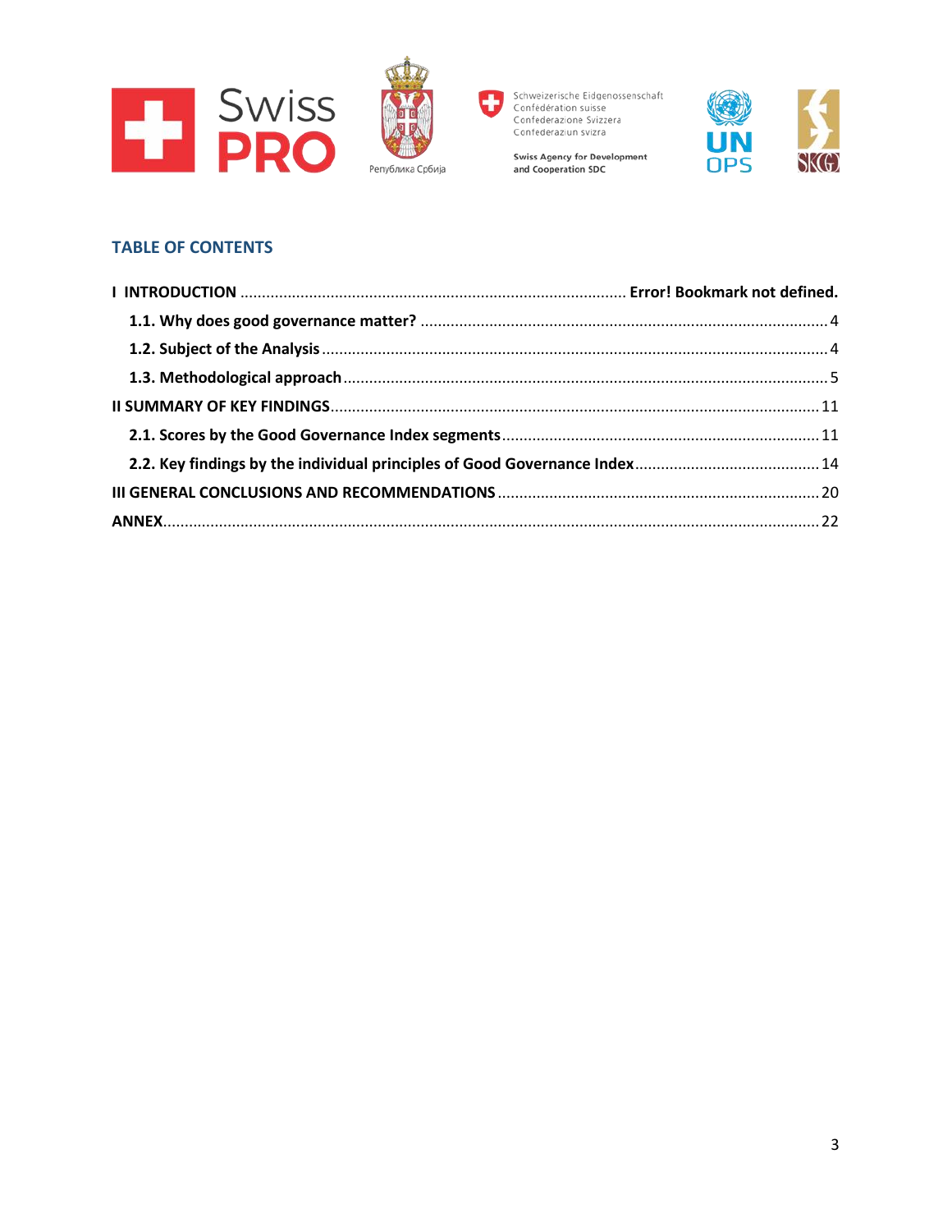## TABLE OF CONTENTS

**I INTRODUCTION** ........................................................................................ **Error! Bookmark not defined.**

**1.1. Why does good governance matter?** ........................................................................................ 4

**1.2. Subject of the Analysis** ........................................................................................ 4

**1.3. Methodological approach** ........................................................................................ 5

**II SUMMARY OF KEY FINDINGS** ........................................................................................ 11

**2.1. Scores by the Good Governance Index segments** ........................................................................................ 11

**2.2. Key findings by the individual principles of Good Governance Index** ........................................................................................ 14

**III GENERAL CONCLUSIONS AND RECOMMENDATIONS** ........................................................................................ 20

**ANNEX** ........................................................................................ 22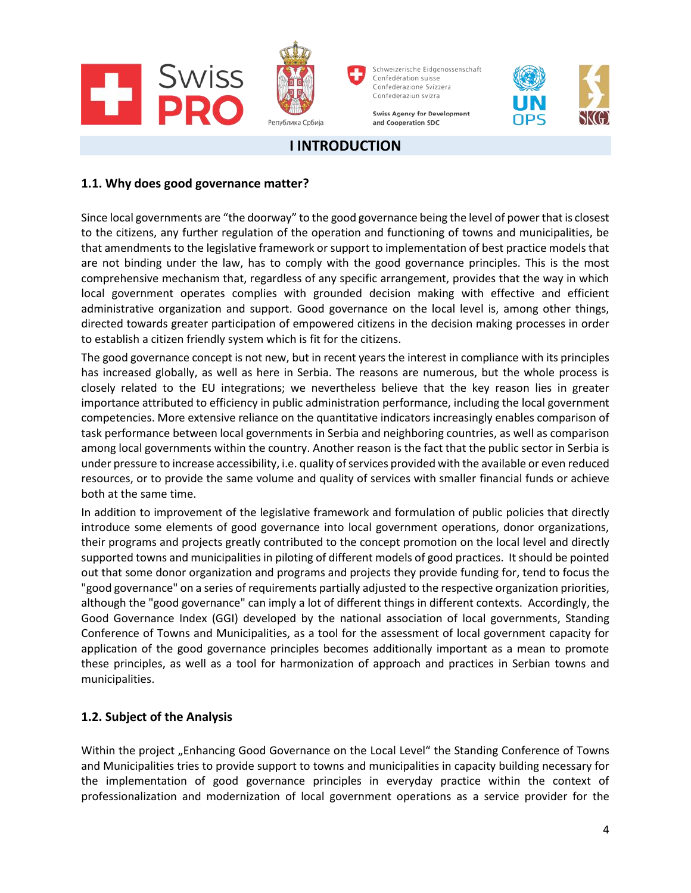# I INTRODUCTION

## 1.1. Why does good governance matter?

Since local governments are "the doorway" to the good governance being the level of power that is closest to the citizens, any further regulation of the operation and functioning of towns and municipalities, be that amendments to the legislative framework or support to implementation of best practice models that are not binding under the law, has to comply with the good governance principles. This is the most comprehensive mechanism that, regardless of any specific arrangement, provides that the way in which local government operates complies with grounded decision making with effective and efficient administrative organization and support. Good governance on the local level is, among other things, directed towards greater participation of empowered citizens in the decision making processes in order to establish a citizen friendly system which is fit for the citizens.

The good governance concept is not new, but in recent years the interest in compliance with its principles has increased globally, as well as here in Serbia. The reasons are numerous, but the whole process is closely related to the EU integrations; we nevertheless believe that the key reason lies in greater importance attributed to efficiency in public administration performance, including the local government competencies. More extensive reliance on the quantitative indicators increasingly enables comparison of task performance between local governments in Serbia and neighboring countries, as well as comparison among local governments within the country. Another reason is the fact that the public sector in Serbia is under pressure to increase accessibility, i.e. quality of services provided with the available or even reduced resources, or to provide the same volume and quality of services with smaller financial funds or achieve both at the same time.

In addition to improvement of the legislative framework and formulation of public policies that directly introduce some elements of good governance into local government operations, donor organizations, their programs and projects greatly contributed to the concept promotion on the local level and directly supported towns and municipalities in piloting of different models of good practices. It should be pointed out that some donor organization and programs and projects they provide funding for, tend to focus the "good governance" on a series of requirements partially adjusted to the respective organization priorities, although the "good governance" can imply a lot of different things in different contexts. Accordingly, the Good Governance Index (GGI) developed by the national association of local governments, Standing Conference of Towns and Municipalities, as a tool for the assessment of local government capacity for application of the good governance principles becomes additionally important as a mean to promote these principles, as well as a tool for harmonization of approach and practices in Serbian towns and municipalities.

## 1.2. Subject of the Analysis

Within the project „Enhancing Good Governance on the Local Level" the Standing Conference of Towns and Municipalities tries to provide support to towns and municipalities in capacity building necessary for the implementation of good governance principles in everyday practice within the context of professionalization and modernization of local government operations as a service provider for the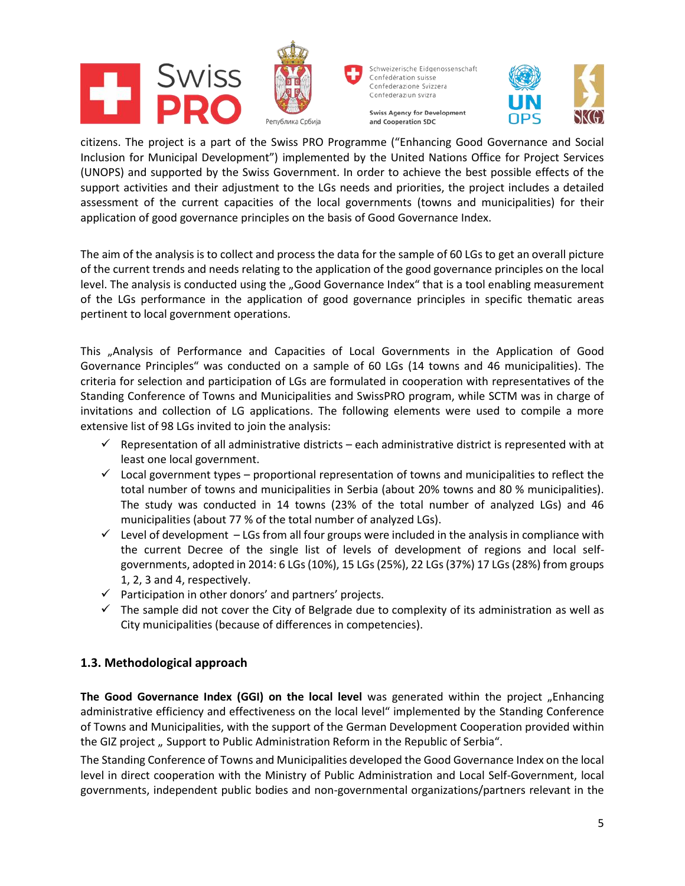citizens. The project is a part of the Swiss PRO Programme ("Enhancing Good Governance and Social Inclusion for Municipal Development") implemented by the United Nations Office for Project Services (UNOPS) and supported by the Swiss Government. In order to achieve the best possible effects of the support activities and their adjustment to the LGs needs and priorities, the project includes a detailed assessment of the current capacities of the local governments (towns and municipalities) for their application of good governance principles on the basis of Good Governance Index.

The aim of the analysis is to collect and process the data for the sample of 60 LGs to get an overall picture of the current trends and needs relating to the application of the good governance principles on the local level. The analysis is conducted using the „Good Governance Index" that is a tool enabling measurement of the LGs performance in the application of good governance principles in specific thematic areas pertinent to local government operations.

This „Analysis of Performance and Capacities of Local Governments in the Application of Good Governance Principles" was conducted on a sample of 60 LGs (14 towns and 46 municipalities). The criteria for selection and participation of LGs are formulated in cooperation with representatives of the Standing Conference of Towns and Municipalities and SwissPRO program, while SCTM was in charge of invitations and collection of LG applications. The following elements were used to compile a more extensive list of 98 LGs invited to join the analysis:

- ✓ Representation of all administrative districts – each administrative district is represented with at least one local government.
- ✓ Local government types – proportional representation of towns and municipalities to reflect the total number of towns and municipalities in Serbia (about 20% towns and 80 % municipalities). The study was conducted in 14 towns (23% of the total number of analyzed LGs) and 46 municipalities (about 77 % of the total number of analyzed LGs).
- ✓ Level of development – LGs from all four groups were included in the analysis in compliance with the current Decree of the single list of levels of development of regions and local self-governments, adopted in 2014: 6 LGs (10%), 15 LGs (25%), 22 LGs (37%) 17 LGs (28%) from groups 1, 2, 3 and 4, respectively.
- ✓ Participation in other donors' and partners' projects.
- ✓ The sample did not cover the City of Belgrade due to complexity of its administration as well as City municipalities (because of differences in competencies).

### 1.3. Methodological approach

**The Good Governance Index (GGI) on the local level** was generated within the project „Enhancing administrative efficiency and effectiveness on the local level" implemented by the Standing Conference of Towns and Municipalities, with the support of the German Development Cooperation provided within the GIZ project „ Support to Public Administration Reform in the Republic of Serbia".

The Standing Conference of Towns and Municipalities developed the Good Governance Index on the local level in direct cooperation with the Ministry of Public Administration and Local Self-Government, local governments, independent public bodies and non-governmental organizations/partners relevant in the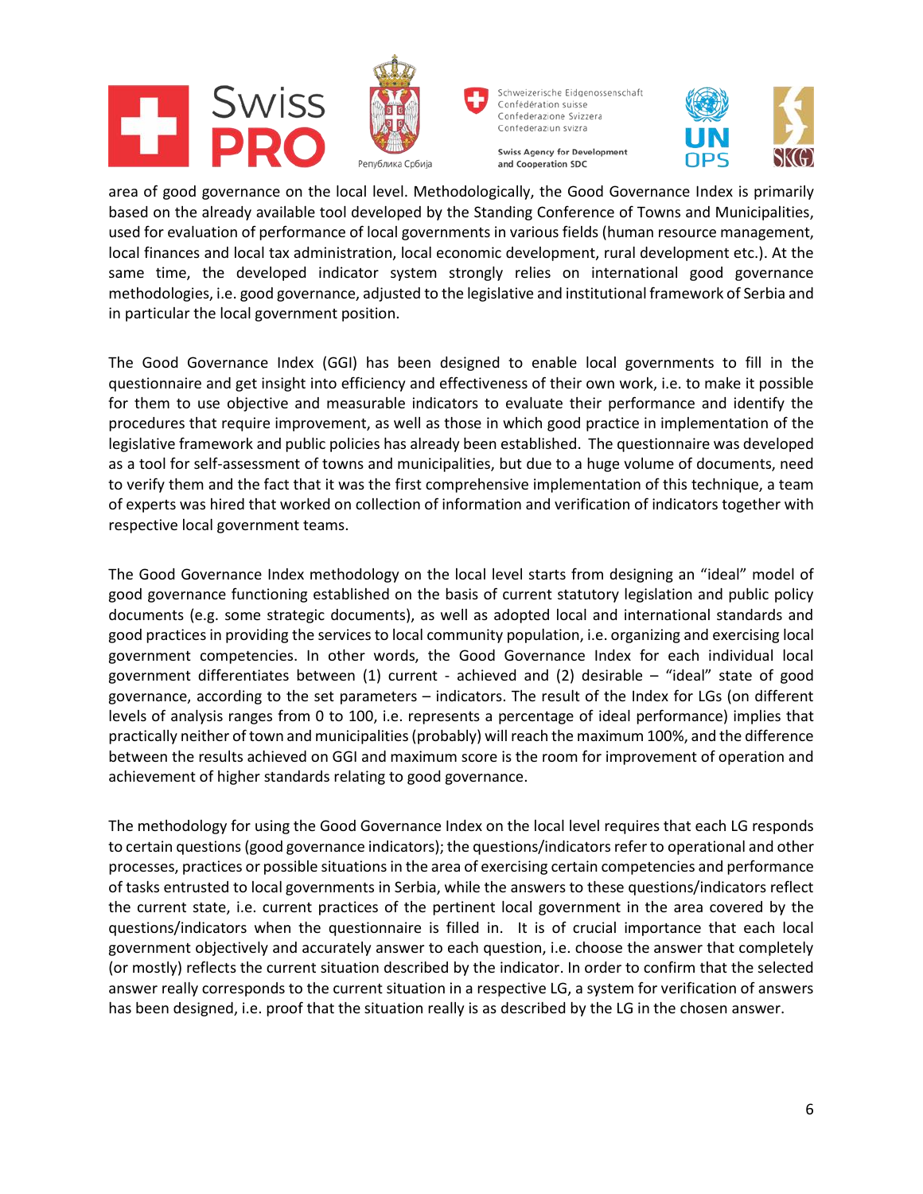area of good governance on the local level. Methodologically, the Good Governance Index is primarily based on the already available tool developed by the Standing Conference of Towns and Municipalities, used for evaluation of performance of local governments in various fields (human resource management, local finances and local tax administration, local economic development, rural development etc.). At the same time, the developed indicator system strongly relies on international good governance methodologies, i.e. good governance, adjusted to the legislative and institutional framework of Serbia and in particular the local government position.

The Good Governance Index (GGI) has been designed to enable local governments to fill in the questionnaire and get insight into efficiency and effectiveness of their own work, i.e. to make it possible for them to use objective and measurable indicators to evaluate their performance and identify the procedures that require improvement, as well as those in which good practice in implementation of the legislative framework and public policies has already been established. The questionnaire was developed as a tool for self-assessment of towns and municipalities, but due to a huge volume of documents, need to verify them and the fact that it was the first comprehensive implementation of this technique, a team of experts was hired that worked on collection of information and verification of indicators together with respective local government teams.

The Good Governance Index methodology on the local level starts from designing an "ideal" model of good governance functioning established on the basis of current statutory legislation and public policy documents (e.g. some strategic documents), as well as adopted local and international standards and good practices in providing the services to local community population, i.e. organizing and exercising local government competencies. In other words, the Good Governance Index for each individual local government differentiates between (1) current - achieved and (2) desirable – "ideal" state of good governance, according to the set parameters – indicators. The result of the Index for LGs (on different levels of analysis ranges from 0 to 100, i.e. represents a percentage of ideal performance) implies that practically neither of town and municipalities (probably) will reach the maximum 100%, and the difference between the results achieved on GGI and maximum score is the room for improvement of operation and achievement of higher standards relating to good governance.

The methodology for using the Good Governance Index on the local level requires that each LG responds to certain questions (good governance indicators); the questions/indicators refer to operational and other processes, practices or possible situations in the area of exercising certain competencies and performance of tasks entrusted to local governments in Serbia, while the answers to these questions/indicators reflect the current state, i.e. current practices of the pertinent local government in the area covered by the questions/indicators when the questionnaire is filled in. It is of crucial importance that each local government objectively and accurately answer to each question, i.e. choose the answer that completely (or mostly) reflects the current situation described by the indicator. In order to confirm that the selected answer really corresponds to the current situation in a respective LG, a system for verification of answers has been designed, i.e. proof that the situation really is as described by the LG in the chosen answer.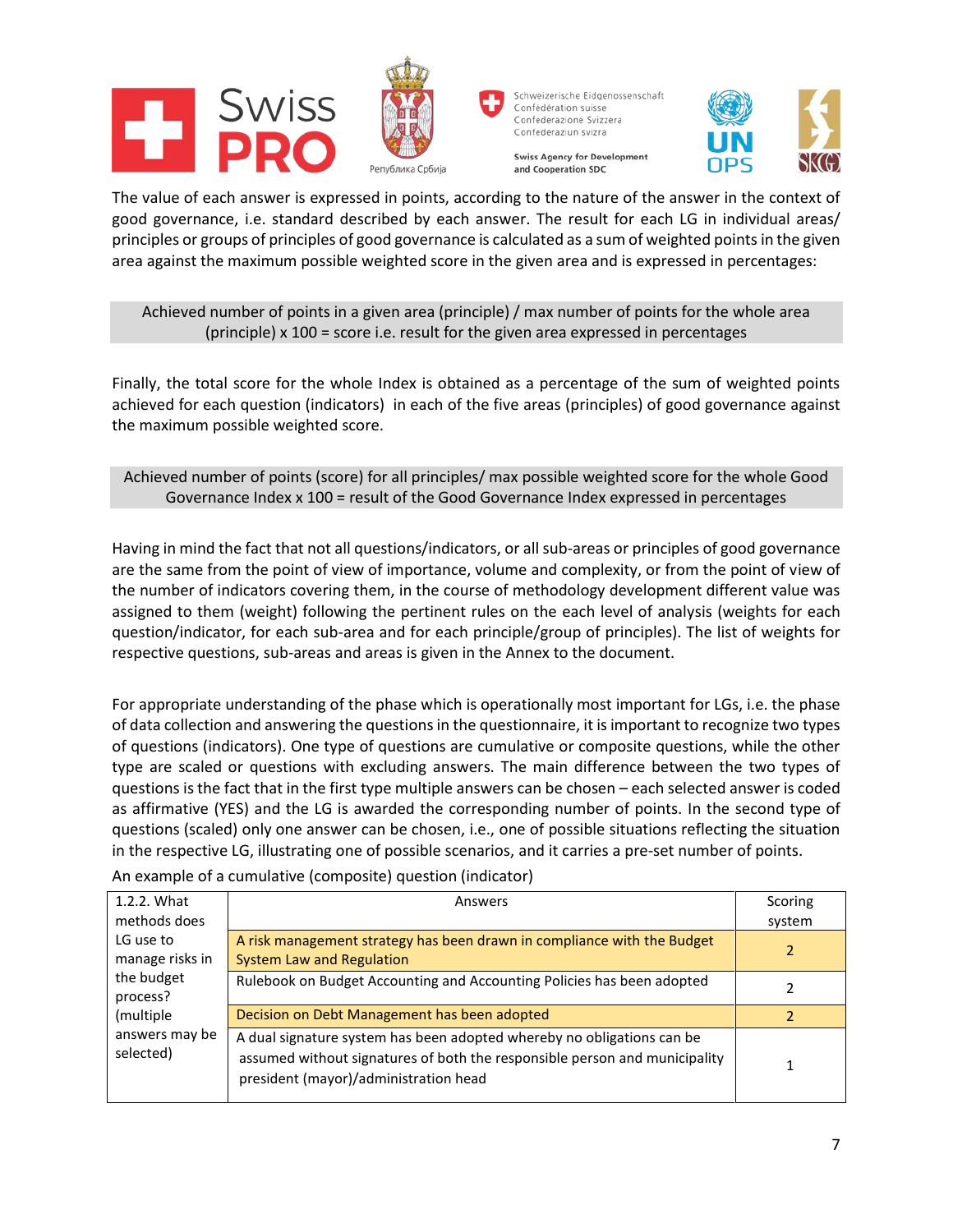The value of each answer is expressed in points, according to the nature of the answer in the context of good governance, i.e. standard described by each answer. The result for each LG in individual areas/ principles or groups of principles of good governance is calculated as a sum of weighted points in the given area against the maximum possible weighted score in the given area and is expressed in percentages:

Achieved number of points in a given area (principle) / max number of points for the whole area (principle) x 100 = score i.e. result for the given area expressed in percentages

Finally, the total score for the whole Index is obtained as a percentage of the sum of weighted points achieved for each question (indicators) in each of the five areas (principles) of good governance against the maximum possible weighted score.

Achieved number of points (score) for all principles/ max possible weighted score for the whole Good Governance Index x 100 = result of the Good Governance Index expressed in percentages

Having in mind the fact that not all questions/indicators, or all sub-areas or principles of good governance are the same from the point of view of importance, volume and complexity, or from the point of view of the number of indicators covering them, in the course of methodology development different value was assigned to them (weight) following the pertinent rules on the each level of analysis (weights for each question/indicator, for each sub-area and for each principle/group of principles). The list of weights for respective questions, sub-areas and areas is given in the Annex to the document.

For appropriate understanding of the phase which is operationally most important for LGs, i.e. the phase of data collection and answering the questions in the questionnaire, it is important to recognize two types of questions (indicators). One type of questions are cumulative or composite questions, while the other type are scaled or questions with excluding answers. The main difference between the two types of questions is the fact that in the first type multiple answers can be chosen – each selected answer is coded as affirmative (YES) and the LG is awarded the corresponding number of points. In the second type of questions (scaled) only one answer can be chosen, i.e., one of possible situations reflecting the situation in the respective LG, illustrating one of possible scenarios, and it carries a pre-set number of points.

An example of a cumulative (composite) question (indicator)

| 1.2.2. What methods does LG use to manage risks in the budget process? (multiple answers may be selected) | Answers | Scoring system |
|---|---|---|
| | A risk management strategy has been drawn in compliance with the Budget System Law and Regulation | 2 |
| | Rulebook on Budget Accounting and Accounting Policies has been adopted | 2 |
| | Decision on Debt Management has been adopted | 2 |
| | A dual signature system has been adopted whereby no obligations can be assumed without signatures of both the responsible person and municipality president (mayor)/administration head | 1 |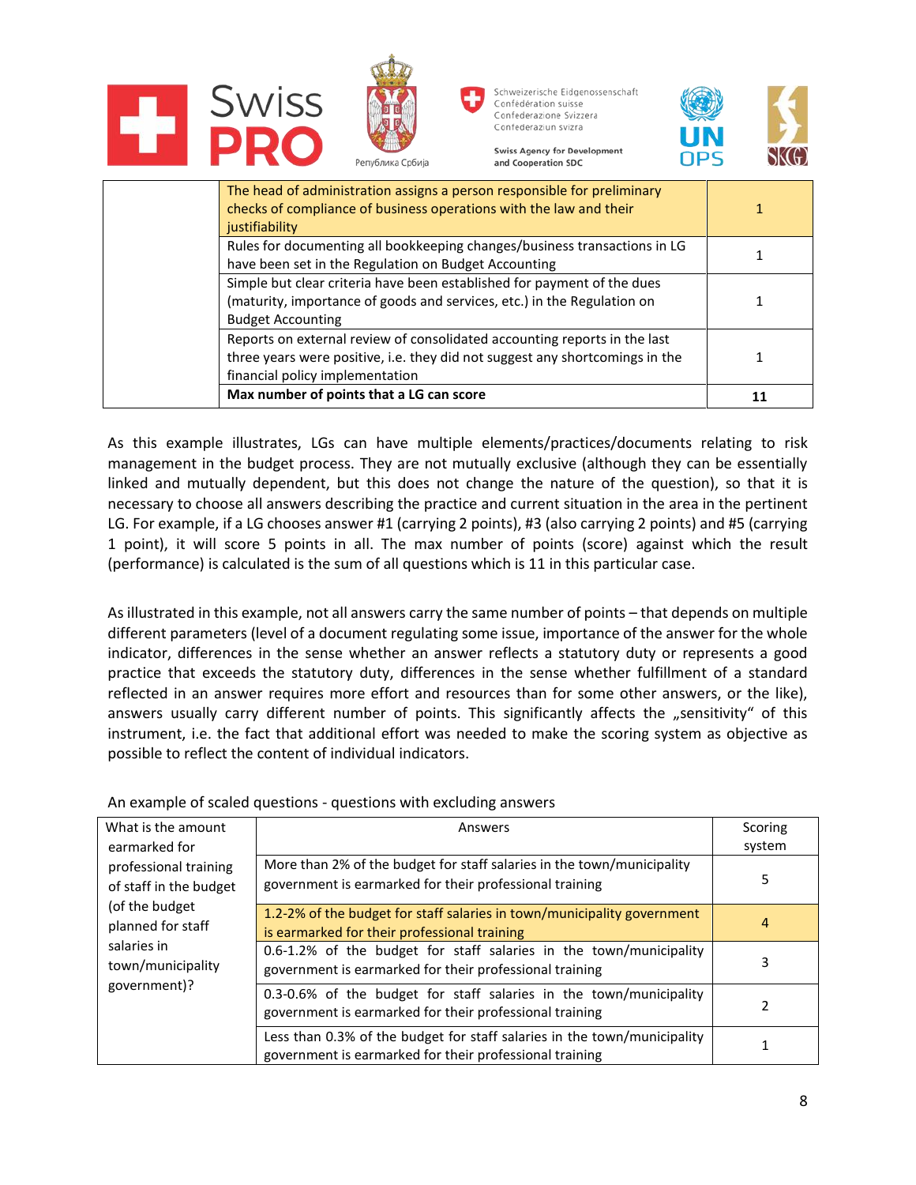| | | |
|---|---|---|
| | The head of administration assigns a person responsible for preliminary checks of compliance of business operations with the law and their justifiability | 1 |
| | Rules for documenting all bookkeeping changes/business transactions in LG have been set in the Regulation on Budget Accounting | 1 |
| | Simple but clear criteria have been established for payment of the dues (maturity, importance of goods and services, etc.) in the Regulation on Budget Accounting | 1 |
| | Reports on external review of consolidated accounting reports in the last three years were positive, i.e. they did not suggest any shortcomings in the financial policy implementation | 1 |
| | **Max number of points that a LG can score** | **11** |

As this example illustrates, LGs can have multiple elements/practices/documents relating to risk management in the budget process. They are not mutually exclusive (although they can be essentially linked and mutually dependent, but this does not change the nature of the question), so that it is necessary to choose all answers describing the practice and current situation in the area in the pertinent LG. For example, if a LG chooses answer #1 (carrying 2 points), #3 (also carrying 2 points) and #5 (carrying 1 point), it will score 5 points in all. The max number of points (score) against which the result (performance) is calculated is the sum of all questions which is 11 in this particular case.

As illustrated in this example, not all answers carry the same number of points – that depends on multiple different parameters (level of a document regulating some issue, importance of the answer for the whole indicator, differences in the sense whether an answer reflects a statutory duty or represents a good practice that exceeds the statutory duty, differences in the sense whether fulfillment of a standard reflected in an answer requires more effort and resources than for some other answers, or the like), answers usually carry different number of points. This significantly affects the „sensitivity" of this instrument, i.e. the fact that additional effort was needed to make the scoring system as objective as possible to reflect the content of individual indicators.

An example of scaled questions - questions with excluding answers

| What is the amount earmarked for professional training of staff in the budget (of the budget planned for staff salaries in town/municipality government)? | Answers | Scoring system |
|---|---|---|
| | More than 2% of the budget for staff salaries in the town/municipality government is earmarked for their professional training | 5 |
| | 1.2-2% of the budget for staff salaries in town/municipality government is earmarked for their professional training | 4 |
| | 0.6-1.2% of the budget for staff salaries in the town/municipality government is earmarked for their professional training | 3 |
| | 0.3-0.6% of the budget for staff salaries in the town/municipality government is earmarked for their professional training | 2 |
| | Less than 0.3% of the budget for staff salaries in the town/municipality government is earmarked for their professional training | 1 |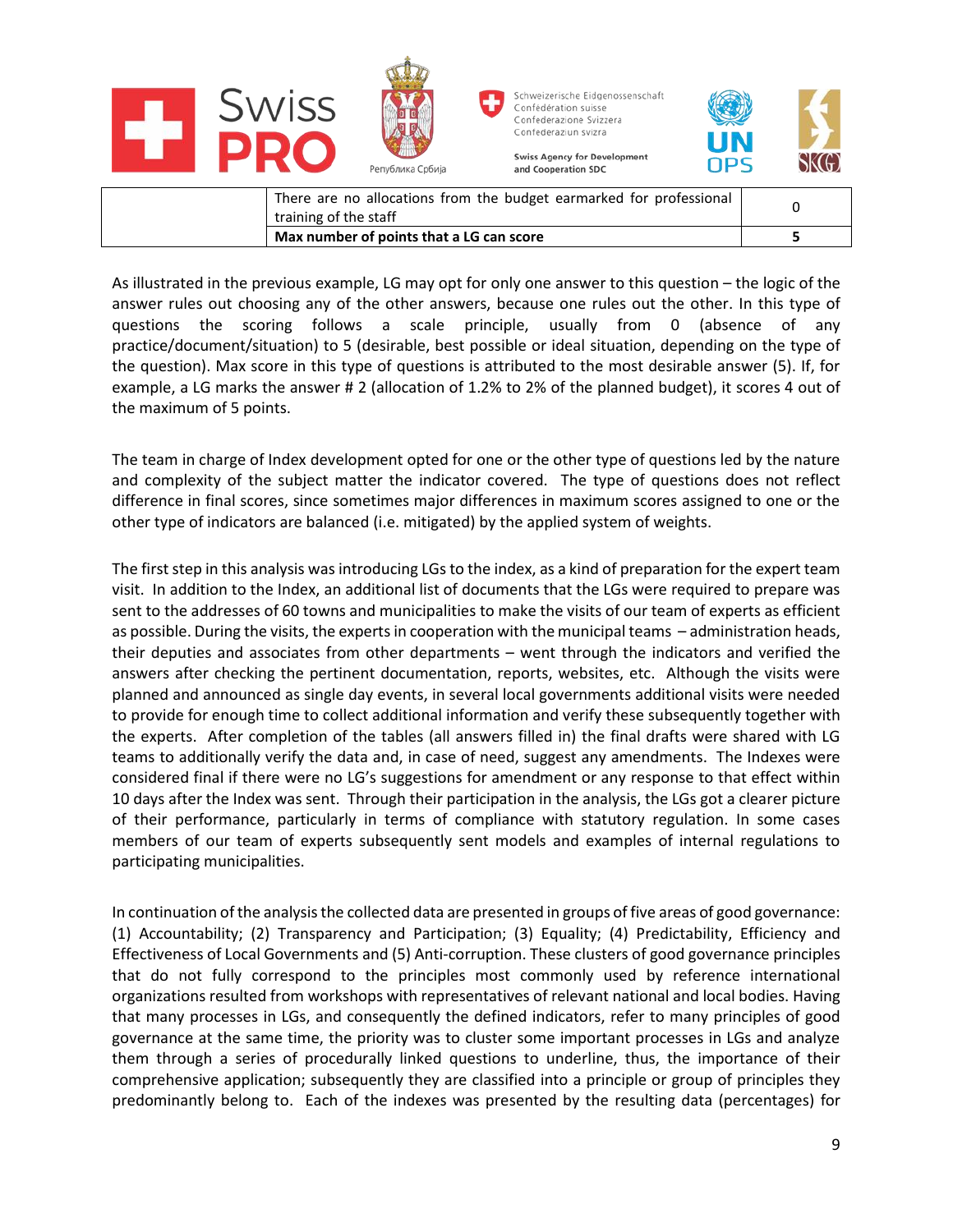| | | |
|---|---|---|
| | There are no allocations from the budget earmarked for professional training of the staff | 0 |
| | **Max number of points that a LG can score** | **5** |

As illustrated in the previous example, LG may opt for only one answer to this question – the logic of the answer rules out choosing any of the other answers, because one rules out the other. In this type of questions the scoring follows a scale principle, usually from 0 (absence of any practice/document/situation) to 5 (desirable, best possible or ideal situation, depending on the type of the question). Max score in this type of questions is attributed to the most desirable answer (5). If, for example, a LG marks the answer # 2 (allocation of 1.2% to 2% of the planned budget), it scores 4 out of the maximum of 5 points.

The team in charge of Index development opted for one or the other type of questions led by the nature and complexity of the subject matter the indicator covered. The type of questions does not reflect difference in final scores, since sometimes major differences in maximum scores assigned to one or the other type of indicators are balanced (i.e. mitigated) by the applied system of weights.

The first step in this analysis was introducing LGs to the index, as a kind of preparation for the expert team visit. In addition to the Index, an additional list of documents that the LGs were required to prepare was sent to the addresses of 60 towns and municipalities to make the visits of our team of experts as efficient as possible. During the visits, the experts in cooperation with the municipal teams – administration heads, their deputies and associates from other departments – went through the indicators and verified the answers after checking the pertinent documentation, reports, websites, etc. Although the visits were planned and announced as single day events, in several local governments additional visits were needed to provide for enough time to collect additional information and verify these subsequently together with the experts. After completion of the tables (all answers filled in) the final drafts were shared with LG teams to additionally verify the data and, in case of need, suggest any amendments. The Indexes were considered final if there were no LG's suggestions for amendment or any response to that effect within 10 days after the Index was sent. Through their participation in the analysis, the LGs got a clearer picture of their performance, particularly in terms of compliance with statutory regulation. In some cases members of our team of experts subsequently sent models and examples of internal regulations to participating municipalities.

In continuation of the analysis the collected data are presented in groups of five areas of good governance: (1) Accountability; (2) Transparency and Participation; (3) Equality; (4) Predictability, Efficiency and Effectiveness of Local Governments and (5) Anti-corruption. These clusters of good governance principles that do not fully correspond to the principles most commonly used by reference international organizations resulted from workshops with representatives of relevant national and local bodies. Having that many processes in LGs, and consequently the defined indicators, refer to many principles of good governance at the same time, the priority was to cluster some important processes in LGs and analyze them through a series of procedurally linked questions to underline, thus, the importance of their comprehensive application; subsequently they are classified into a principle or group of principles they predominantly belong to. Each of the indexes was presented by the resulting data (percentages) for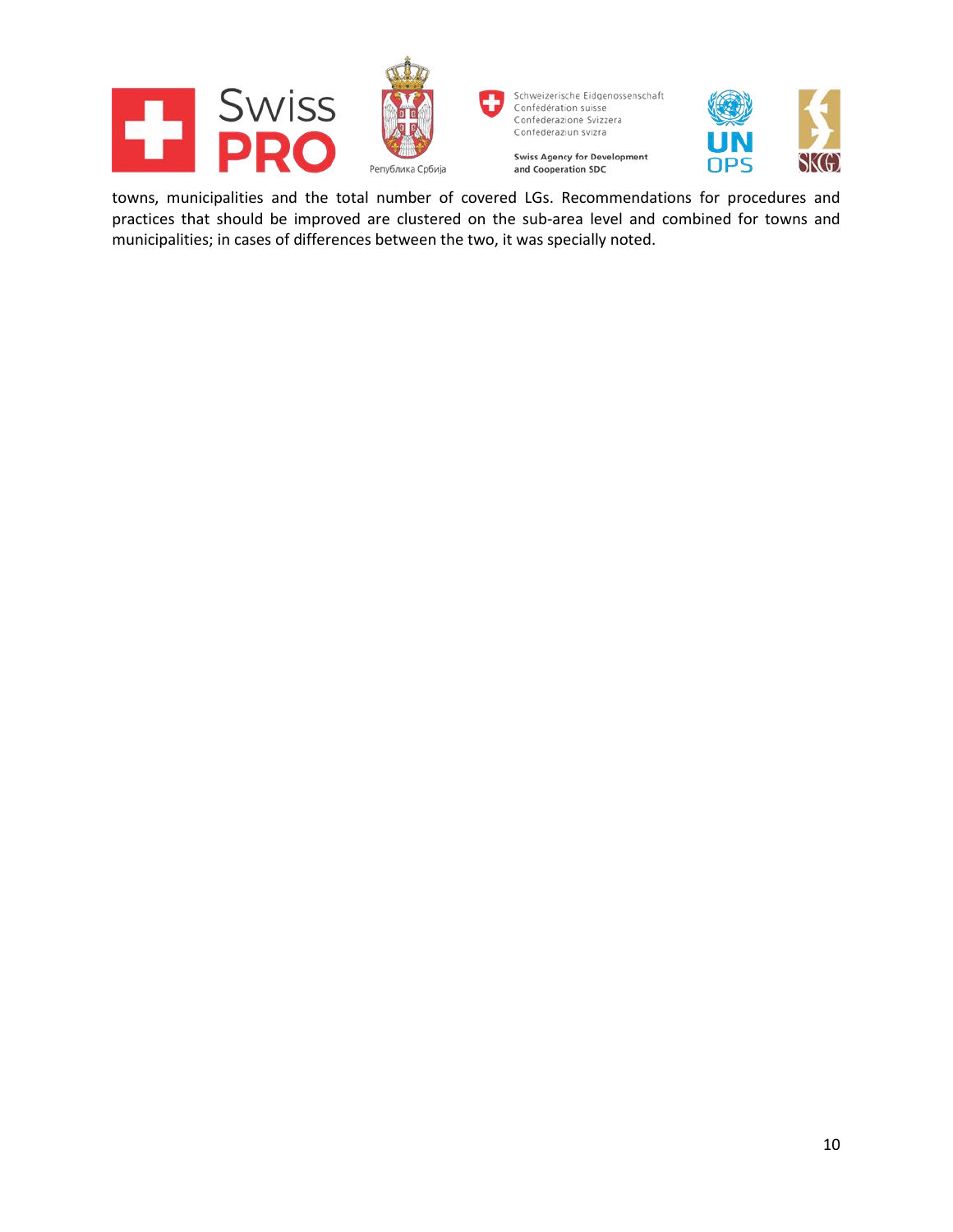towns, municipalities and the total number of covered LGs. Recommendations for procedures and practices that should be improved are clustered on the sub-area level and combined for towns and municipalities; in cases of differences between the two, it was specially noted.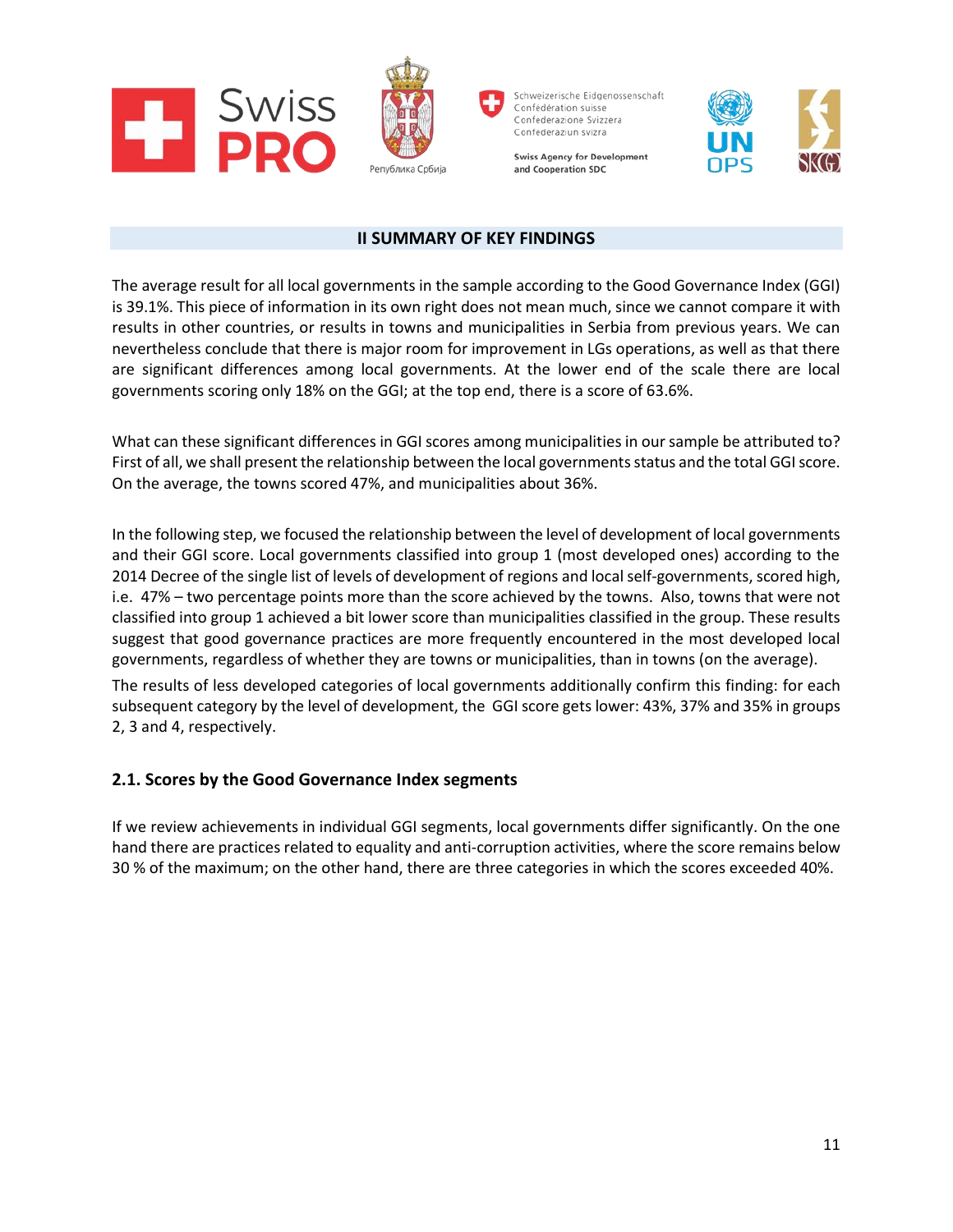## II SUMMARY OF KEY FINDINGS

The average result for all local governments in the sample according to the Good Governance Index (GGI) is 39.1%. This piece of information in its own right does not mean much, since we cannot compare it with results in other countries, or results in towns and municipalities in Serbia from previous years. We can nevertheless conclude that there is major room for improvement in LGs operations, as well as that there are significant differences among local governments. At the lower end of the scale there are local governments scoring only 18% on the GGI; at the top end, there is a score of 63.6%.

What can these significant differences in GGI scores among municipalities in our sample be attributed to? First of all, we shall present the relationship between the local governments status and the total GGI score. On the average, the towns scored 47%, and municipalities about 36%.

In the following step, we focused the relationship between the level of development of local governments and their GGI score. Local governments classified into group 1 (most developed ones) according to the 2014 Decree of the single list of levels of development of regions and local self-governments, scored high, i.e. 47% – two percentage points more than the score achieved by the towns. Also, towns that were not classified into group 1 achieved a bit lower score than municipalities classified in the group. These results suggest that good governance practices are more frequently encountered in the most developed local governments, regardless of whether they are towns or municipalities, than in towns (on the average).

The results of less developed categories of local governments additionally confirm this finding: for each subsequent category by the level of development, the GGI score gets lower: 43%, 37% and 35% in groups 2, 3 and 4, respectively.

### 2.1. Scores by the Good Governance Index segments

If we review achievements in individual GGI segments, local governments differ significantly. On the one hand there are practices related to equality and anti-corruption activities, where the score remains below 30 % of the maximum; on the other hand, there are three categories in which the scores exceeded 40%.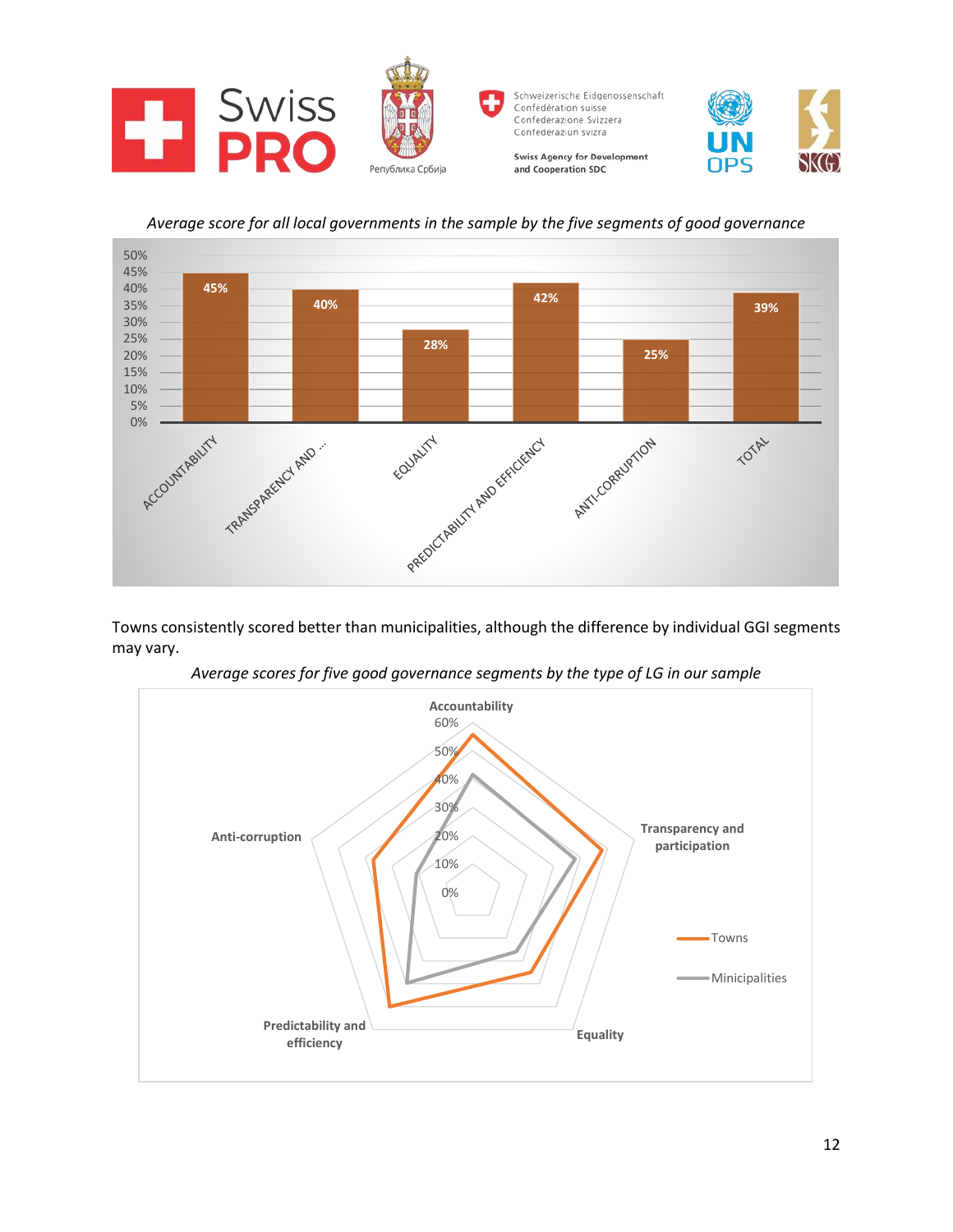*Average score for all local governments in the sample by the five segments of good governance*

50%
45%
40%
35%
30%
25%
20%
15%
10%
5%
0%

45%
40%
28%
42%
25%
39%

ACCOUNTABILITY
TRANSPARENCY AND ...
EQUALITY
PREDICTABILITY AND EFFICIENCY
ANTI-CORRUPTION
TOTAL

Towns consistently scored better than municipalities, although the difference by individual GGI segments may vary.

*Average scores for five good governance segments by the type of LG in our sample*

Accountability
60%
50%
40%
30%
20%
10%
0%
Transparency and participation
Equality
Predictability and efficiency
Anti-corruption

Towns
Minicipalities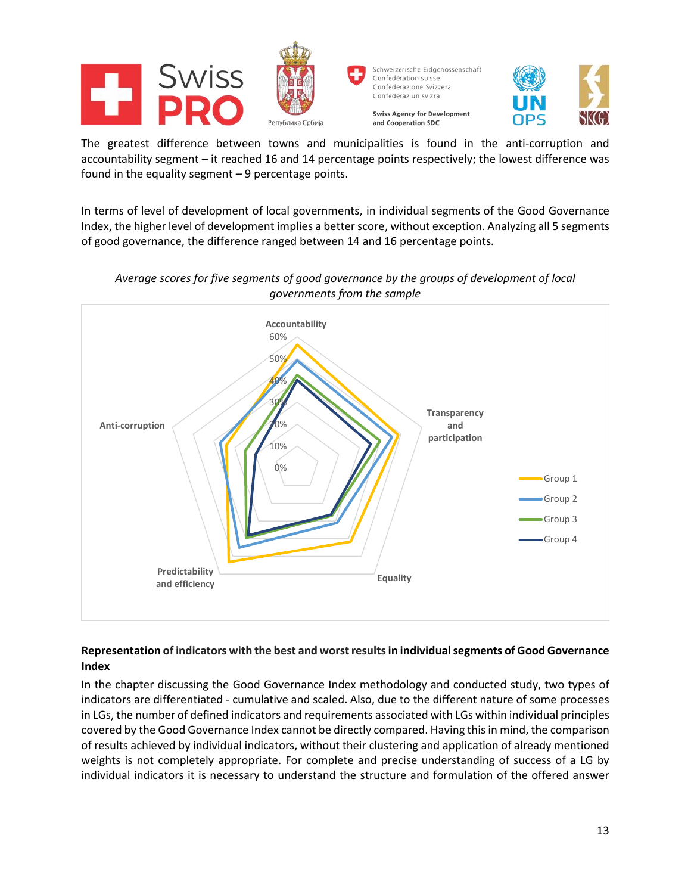The greatest difference between towns and municipalities is found in the anti-corruption and accountability segment – it reached 16 and 14 percentage points respectively; the lowest difference was found in the equality segment – 9 percentage points.

In terms of level of development of local governments, in individual segments of the Good Governance Index, the higher level of development implies a better score, without exception. Analyzing all 5 segments of good governance, the difference ranged between 14 and 16 percentage points.

*Average scores for five segments of good governance by the groups of development of local governments from the sample*

Accountability
60%
50%
40%
30%
20%
10%
0%
Transparency and participation
Equality
Predictability and efficiency
Anti-corruption

Group 1
Group 2
Group 3
Group 4

**Representation of indicators with the best and worst results in individual segments of Good Governance Index**

In the chapter discussing the Good Governance Index methodology and conducted study, two types of indicators are differentiated - cumulative and scaled. Also, due to the different nature of some processes in LGs, the number of defined indicators and requirements associated with LGs within individual principles covered by the Good Governance Index cannot be directly compared. Having this in mind, the comparison of results achieved by individual indicators, without their clustering and application of already mentioned weights is not completely appropriate. For complete and precise understanding of success of a LG by individual indicators it is necessary to understand the structure and formulation of the offered answer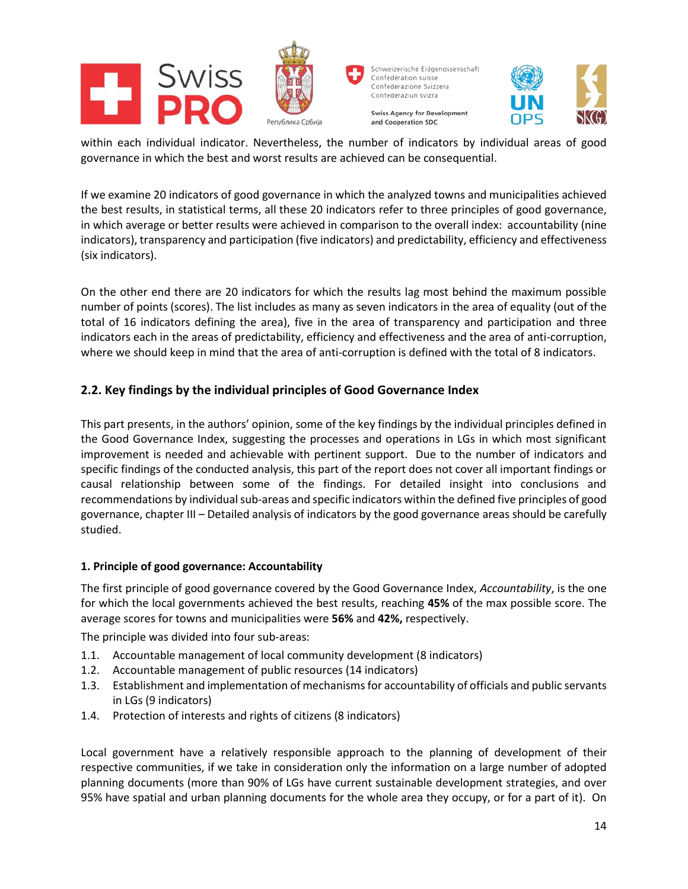within each individual indicator. Nevertheless, the number of indicators by individual areas of good governance in which the best and worst results are achieved can be consequential.

If we examine 20 indicators of good governance in which the analyzed towns and municipalities achieved the best results, in statistical terms, all these 20 indicators refer to three principles of good governance, in which average or better results were achieved in comparison to the overall index: accountability (nine indicators), transparency and participation (five indicators) and predictability, efficiency and effectiveness (six indicators).

On the other end there are 20 indicators for which the results lag most behind the maximum possible number of points (scores). The list includes as many as seven indicators in the area of equality (out of the total of 16 indicators defining the area), five in the area of transparency and participation and three indicators each in the areas of predictability, efficiency and effectiveness and the area of anti-corruption, where we should keep in mind that the area of anti-corruption is defined with the total of 8 indicators.

## 2.2. Key findings by the individual principles of Good Governance Index

This part presents, in the authors' opinion, some of the key findings by the individual principles defined in the Good Governance Index, suggesting the processes and operations in LGs in which most significant improvement is needed and achievable with pertinent support. Due to the number of indicators and specific findings of the conducted analysis, this part of the report does not cover all important findings or causal relationship between some of the findings. For detailed insight into conclusions and recommendations by individual sub-areas and specific indicators within the defined five principles of good governance, chapter III – Detailed analysis of indicators by the good governance areas should be carefully studied.

### 1. Principle of good governance: Accountability

The first principle of good governance covered by the Good Governance Index, *Accountability*, is the one for which the local governments achieved the best results, reaching **45%** of the max possible score. The average scores for towns and municipalities were **56%** and **42%,** respectively.

The principle was divided into four sub-areas:

1.1. Accountable management of local community development (8 indicators)
1.2. Accountable management of public resources (14 indicators)
1.3. Establishment and implementation of mechanisms for accountability of officials and public servants in LGs (9 indicators)
1.4. Protection of interests and rights of citizens (8 indicators)

Local government have a relatively responsible approach to the planning of development of their respective communities, if we take in consideration only the information on a large number of adopted planning documents (more than 90% of LGs have current sustainable development strategies, and over 95% have spatial and urban planning documents for the whole area they occupy, or for a part of it). On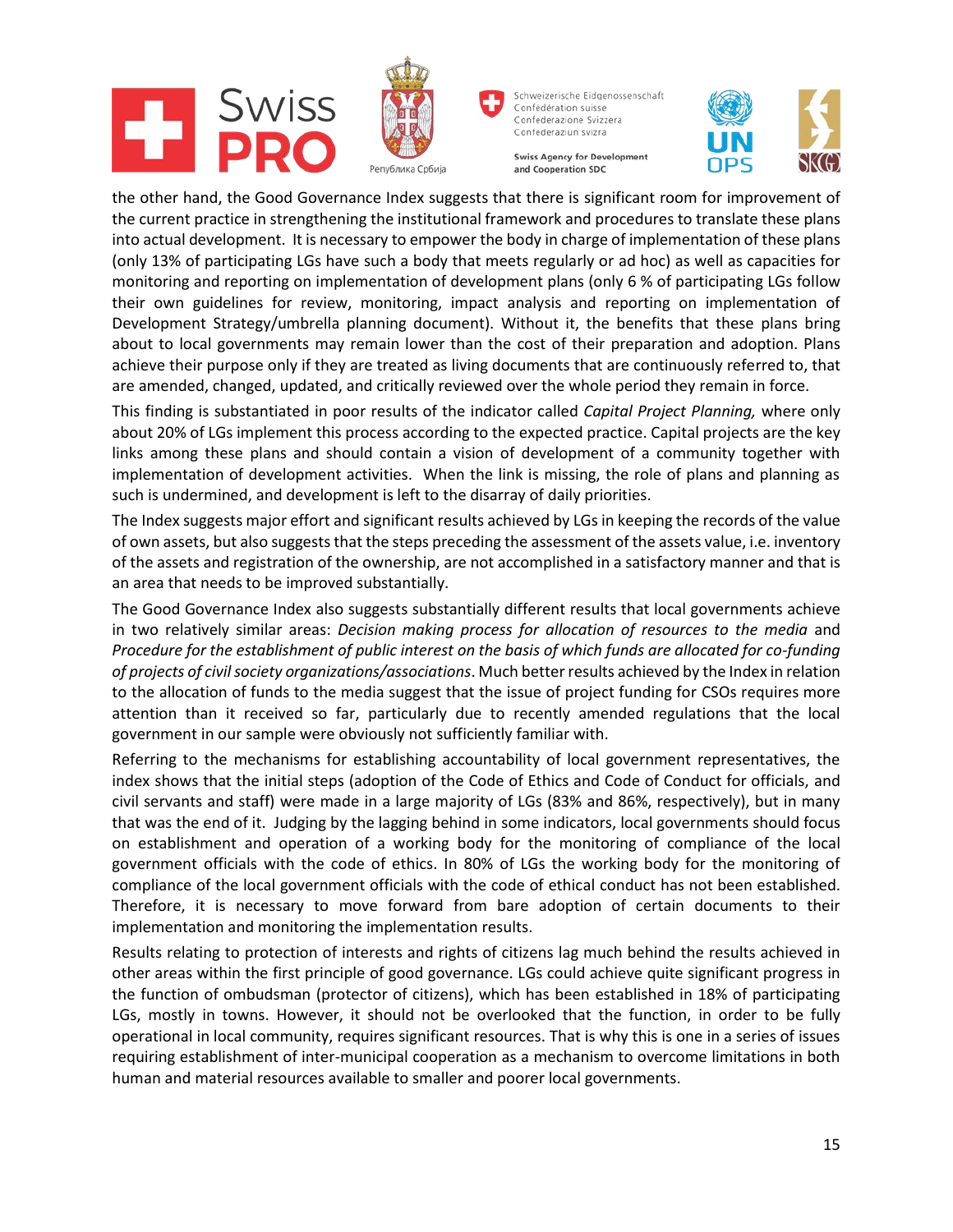the other hand, the Good Governance Index suggests that there is significant room for improvement of the current practice in strengthening the institutional framework and procedures to translate these plans into actual development. It is necessary to empower the body in charge of implementation of these plans (only 13% of participating LGs have such a body that meets regularly or ad hoc) as well as capacities for monitoring and reporting on implementation of development plans (only 6 % of participating LGs follow their own guidelines for review, monitoring, impact analysis and reporting on implementation of Development Strategy/umbrella planning document). Without it, the benefits that these plans bring about to local governments may remain lower than the cost of their preparation and adoption. Plans achieve their purpose only if they are treated as living documents that are continuously referred to, that are amended, changed, updated, and critically reviewed over the whole period they remain in force.

This finding is substantiated in poor results of the indicator called *Capital Project Planning,* where only about 20% of LGs implement this process according to the expected practice. Capital projects are the key links among these plans and should contain a vision of development of a community together with implementation of development activities. When the link is missing, the role of plans and planning as such is undermined, and development is left to the disarray of daily priorities.

The Index suggests major effort and significant results achieved by LGs in keeping the records of the value of own assets, but also suggests that the steps preceding the assessment of the assets value, i.e. inventory of the assets and registration of the ownership, are not accomplished in a satisfactory manner and that is an area that needs to be improved substantially.

The Good Governance Index also suggests substantially different results that local governments achieve in two relatively similar areas: *Decision making process for allocation of resources to the media* and *Procedure for the establishment of public interest on the basis of which funds are allocated for co-funding of projects of civil society organizations/associations*. Much better results achieved by the Index in relation to the allocation of funds to the media suggest that the issue of project funding for CSOs requires more attention than it received so far, particularly due to recently amended regulations that the local government in our sample were obviously not sufficiently familiar with.

Referring to the mechanisms for establishing accountability of local government representatives, the index shows that the initial steps (adoption of the Code of Ethics and Code of Conduct for officials, and civil servants and staff) were made in a large majority of LGs (83% and 86%, respectively), but in many that was the end of it. Judging by the lagging behind in some indicators, local governments should focus on establishment and operation of a working body for the monitoring of compliance of the local government officials with the code of ethics. In 80% of LGs the working body for the monitoring of compliance of the local government officials with the code of ethical conduct has not been established. Therefore, it is necessary to move forward from bare adoption of certain documents to their implementation and monitoring the implementation results.

Results relating to protection of interests and rights of citizens lag much behind the results achieved in other areas within the first principle of good governance. LGs could achieve quite significant progress in the function of ombudsman (protector of citizens), which has been established in 18% of participating LGs, mostly in towns. However, it should not be overlooked that the function, in order to be fully operational in local community, requires significant resources. That is why this is one in a series of issues requiring establishment of inter-municipal cooperation as a mechanism to overcome limitations in both human and material resources available to smaller and poorer local governments.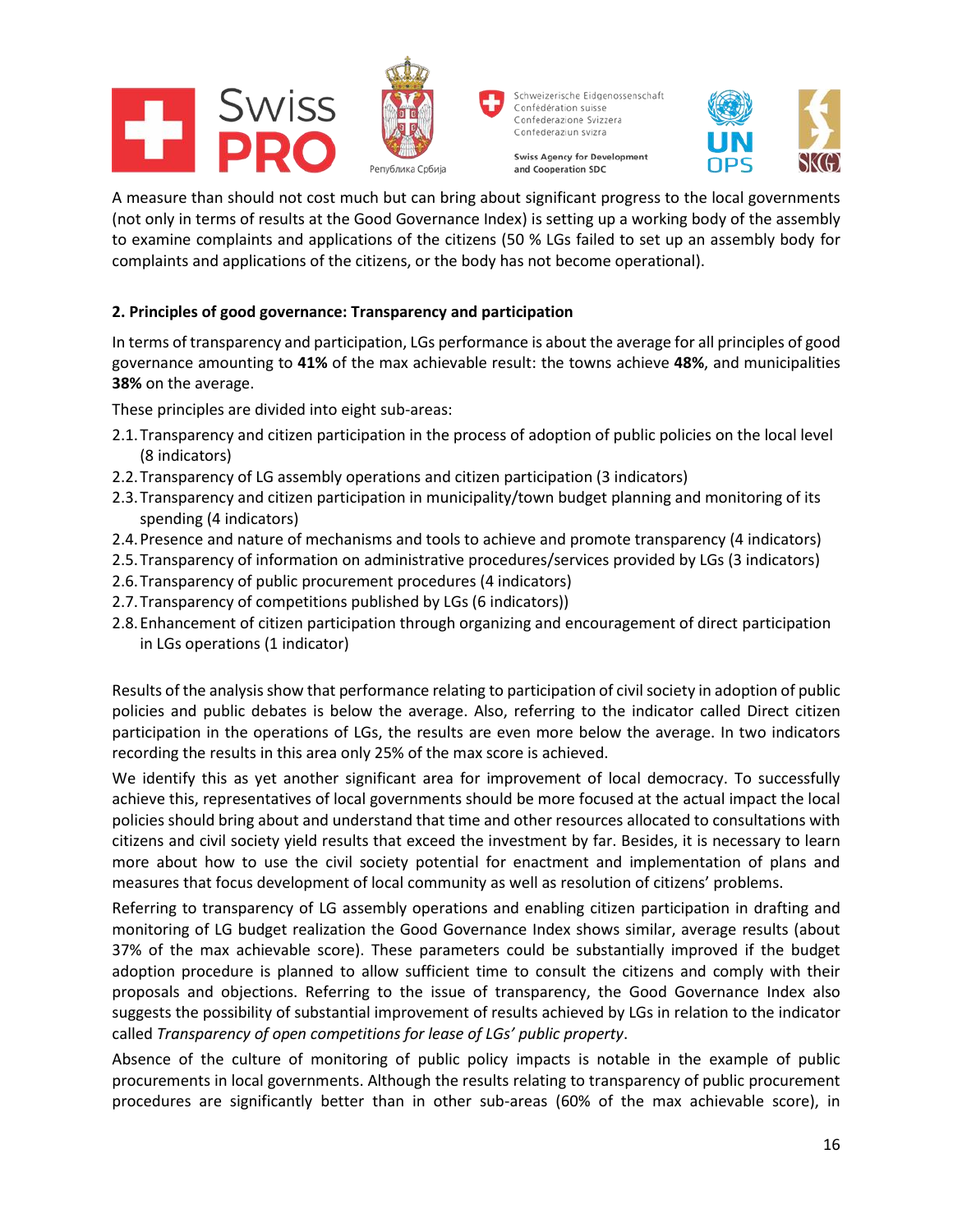A measure than should not cost much but can bring about significant progress to the local governments (not only in terms of results at the Good Governance Index) is setting up a working body of the assembly to examine complaints and applications of the citizens (50 % LGs failed to set up an assembly body for complaints and applications of the citizens, or the body has not become operational).

## 2. Principles of good governance: Transparency and participation

In terms of transparency and participation, LGs performance is about the average for all principles of good governance amounting to **41%** of the max achievable result: the towns achieve **48%**, and municipalities **38%** on the average.

These principles are divided into eight sub-areas:

2.1. Transparency and citizen participation in the process of adoption of public policies on the local level (8 indicators)
2.2. Transparency of LG assembly operations and citizen participation (3 indicators)
2.3. Transparency and citizen participation in municipality/town budget planning and monitoring of its spending (4 indicators)
2.4. Presence and nature of mechanisms and tools to achieve and promote transparency (4 indicators)
2.5. Transparency of information on administrative procedures/services provided by LGs (3 indicators)
2.6. Transparency of public procurement procedures (4 indicators)
2.7. Transparency of competitions published by LGs (6 indicators))
2.8. Enhancement of citizen participation through organizing and encouragement of direct participation in LGs operations (1 indicator)

Results of the analysis show that performance relating to participation of civil society in adoption of public policies and public debates is below the average. Also, referring to the indicator called Direct citizen participation in the operations of LGs, the results are even more below the average. In two indicators recording the results in this area only 25% of the max score is achieved.

We identify this as yet another significant area for improvement of local democracy. To successfully achieve this, representatives of local governments should be more focused at the actual impact the local policies should bring about and understand that time and other resources allocated to consultations with citizens and civil society yield results that exceed the investment by far. Besides, it is necessary to learn more about how to use the civil society potential for enactment and implementation of plans and measures that focus development of local community as well as resolution of citizens' problems.

Referring to transparency of LG assembly operations and enabling citizen participation in drafting and monitoring of LG budget realization the Good Governance Index shows similar, average results (about 37% of the max achievable score). These parameters could be substantially improved if the budget adoption procedure is planned to allow sufficient time to consult the citizens and comply with their proposals and objections. Referring to the issue of transparency, the Good Governance Index also suggests the possibility of substantial improvement of results achieved by LGs in relation to the indicator called *Transparency of open competitions for lease of LGs' public property*.

Absence of the culture of monitoring of public policy impacts is notable in the example of public procurements in local governments. Although the results relating to transparency of public procurement procedures are significantly better than in other sub-areas (60% of the max achievable score), in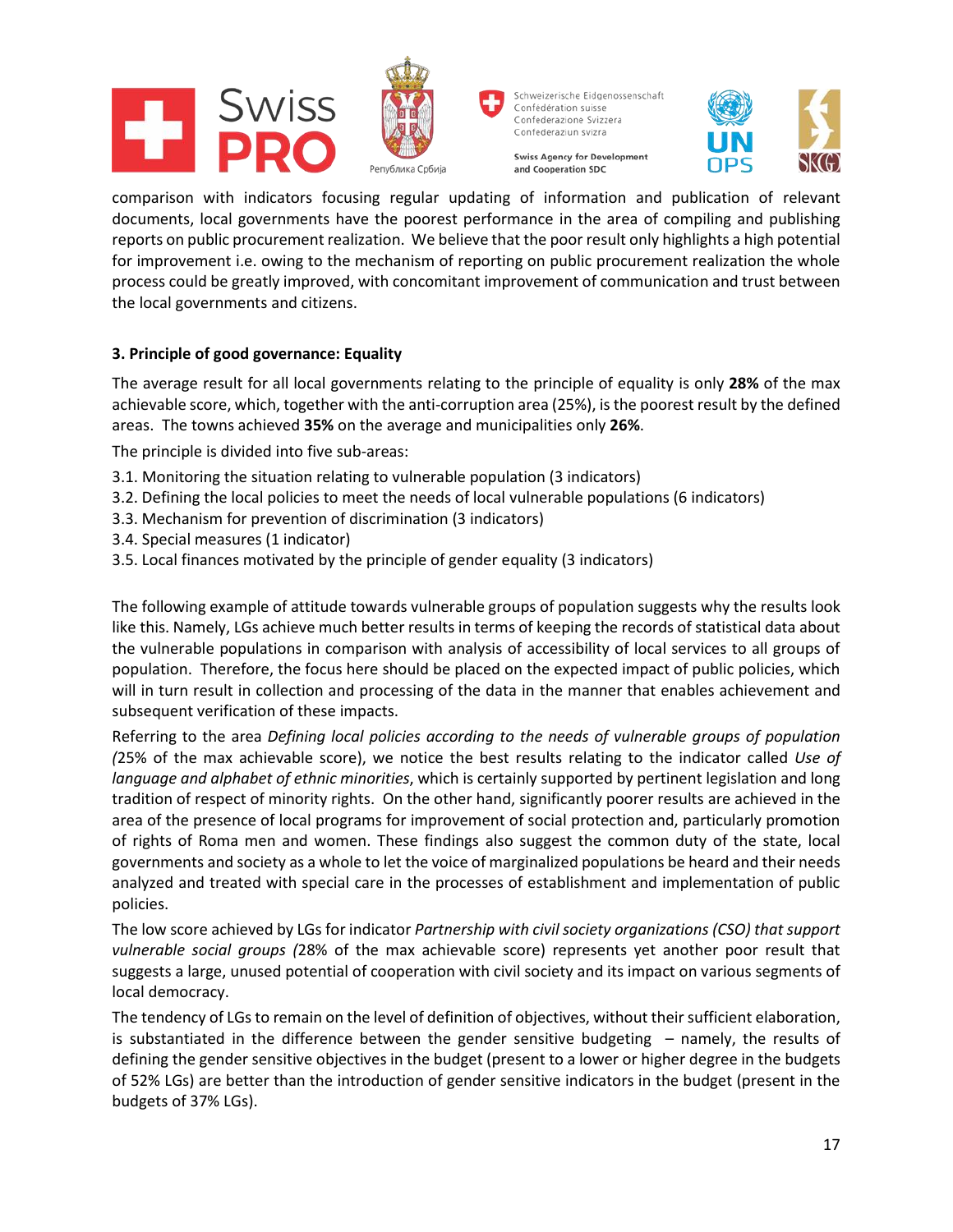comparison with indicators focusing regular updating of information and publication of relevant documents, local governments have the poorest performance in the area of compiling and publishing reports on public procurement realization. We believe that the poor result only highlights a high potential for improvement i.e. owing to the mechanism of reporting on public procurement realization the whole process could be greatly improved, with concomitant improvement of communication and trust between the local governments and citizens.

### 3. Principle of good governance: Equality

The average result for all local governments relating to the principle of equality is only **28%** of the max achievable score, which, together with the anti-corruption area (25%), is the poorest result by the defined areas. The towns achieved **35%** on the average and municipalities only **26%**.

The principle is divided into five sub-areas:

3.1. Monitoring the situation relating to vulnerable population (3 indicators)
3.2. Defining the local policies to meet the needs of local vulnerable populations (6 indicators)
3.3. Mechanism for prevention of discrimination (3 indicators)
3.4. Special measures (1 indicator)
3.5. Local finances motivated by the principle of gender equality (3 indicators)

The following example of attitude towards vulnerable groups of population suggests why the results look like this. Namely, LGs achieve much better results in terms of keeping the records of statistical data about the vulnerable populations in comparison with analysis of accessibility of local services to all groups of population. Therefore, the focus here should be placed on the expected impact of public policies, which will in turn result in collection and processing of the data in the manner that enables achievement and subsequent verification of these impacts.

Referring to the area *Defining local policies according to the needs of vulnerable groups of population (*25% of the max achievable score), we notice the best results relating to the indicator called *Use of language and alphabet of ethnic minorities*, which is certainly supported by pertinent legislation and long tradition of respect of minority rights. On the other hand, significantly poorer results are achieved in the area of the presence of local programs for improvement of social protection and, particularly promotion of rights of Roma men and women. These findings also suggest the common duty of the state, local governments and society as a whole to let the voice of marginalized populations be heard and their needs analyzed and treated with special care in the processes of establishment and implementation of public policies.

The low score achieved by LGs for indicator *Partnership with civil society organizations (CSO) that support vulnerable social groups (*28% of the max achievable score) represents yet another poor result that suggests a large, unused potential of cooperation with civil society and its impact on various segments of local democracy.

The tendency of LGs to remain on the level of definition of objectives, without their sufficient elaboration, is substantiated in the difference between the gender sensitive budgeting – namely, the results of defining the gender sensitive objectives in the budget (present to a lower or higher degree in the budgets of 52% LGs) are better than the introduction of gender sensitive indicators in the budget (present in the budgets of 37% LGs).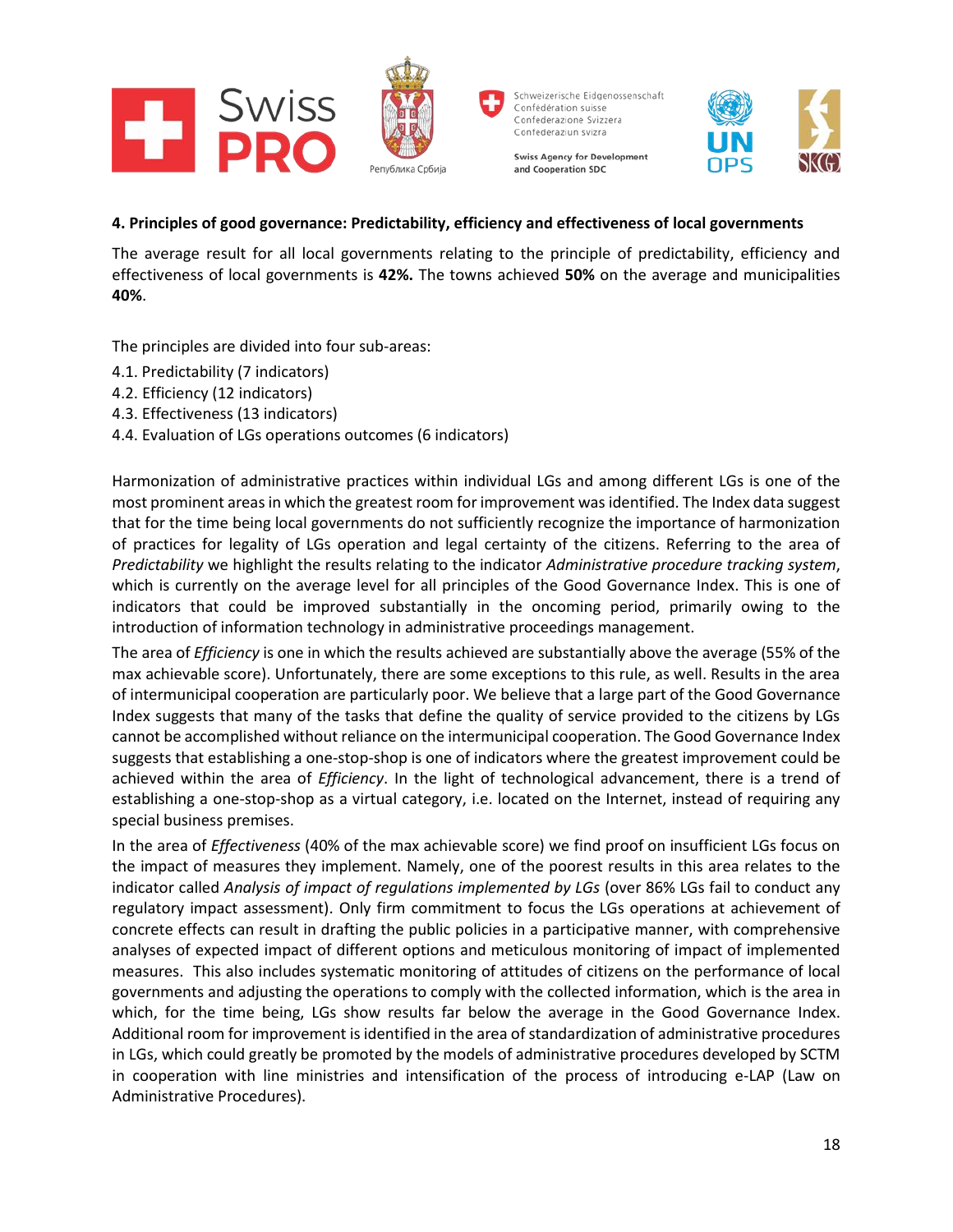**4. Principles of good governance: Predictability, efficiency and effectiveness of local governments**

The average result for all local governments relating to the principle of predictability, efficiency and effectiveness of local governments is **42%.** The towns achieved **50%** on the average and municipalities **40%**.

The principles are divided into four sub-areas:

4.1. Predictability (7 indicators)
4.2. Efficiency (12 indicators)
4.3. Effectiveness (13 indicators)
4.4. Evaluation of LGs operations outcomes (6 indicators)

Harmonization of administrative practices within individual LGs and among different LGs is one of the most prominent areas in which the greatest room for improvement was identified. The Index data suggest that for the time being local governments do not sufficiently recognize the importance of harmonization of practices for legality of LGs operation and legal certainty of the citizens. Referring to the area of *Predictability* we highlight the results relating to the indicator *Administrative procedure tracking system*, which is currently on the average level for all principles of the Good Governance Index. This is one of indicators that could be improved substantially in the oncoming period, primarily owing to the introduction of information technology in administrative proceedings management.

The area of *Efficiency* is one in which the results achieved are substantially above the average (55% of the max achievable score). Unfortunately, there are some exceptions to this rule, as well. Results in the area of intermunicipal cooperation are particularly poor. We believe that a large part of the Good Governance Index suggests that many of the tasks that define the quality of service provided to the citizens by LGs cannot be accomplished without reliance on the intermunicipal cooperation. The Good Governance Index suggests that establishing a one-stop-shop is one of indicators where the greatest improvement could be achieved within the area of *Efficiency*. In the light of technological advancement, there is a trend of establishing a one-stop-shop as a virtual category, i.e. located on the Internet, instead of requiring any special business premises.

In the area of *Effectiveness* (40% of the max achievable score) we find proof on insufficient LGs focus on the impact of measures they implement. Namely, one of the poorest results in this area relates to the indicator called *Analysis of impact of regulations implemented by LGs* (over 86% LGs fail to conduct any regulatory impact assessment). Only firm commitment to focus the LGs operations at achievement of concrete effects can result in drafting the public policies in a participative manner, with comprehensive analyses of expected impact of different options and meticulous monitoring of impact of implemented measures. This also includes systematic monitoring of attitudes of citizens on the performance of local governments and adjusting the operations to comply with the collected information, which is the area in which, for the time being, LGs show results far below the average in the Good Governance Index. Additional room for improvement is identified in the area of standardization of administrative procedures in LGs, which could greatly be promoted by the models of administrative procedures developed by SCTM in cooperation with line ministries and intensification of the process of introducing e-LAP (Law on Administrative Procedures).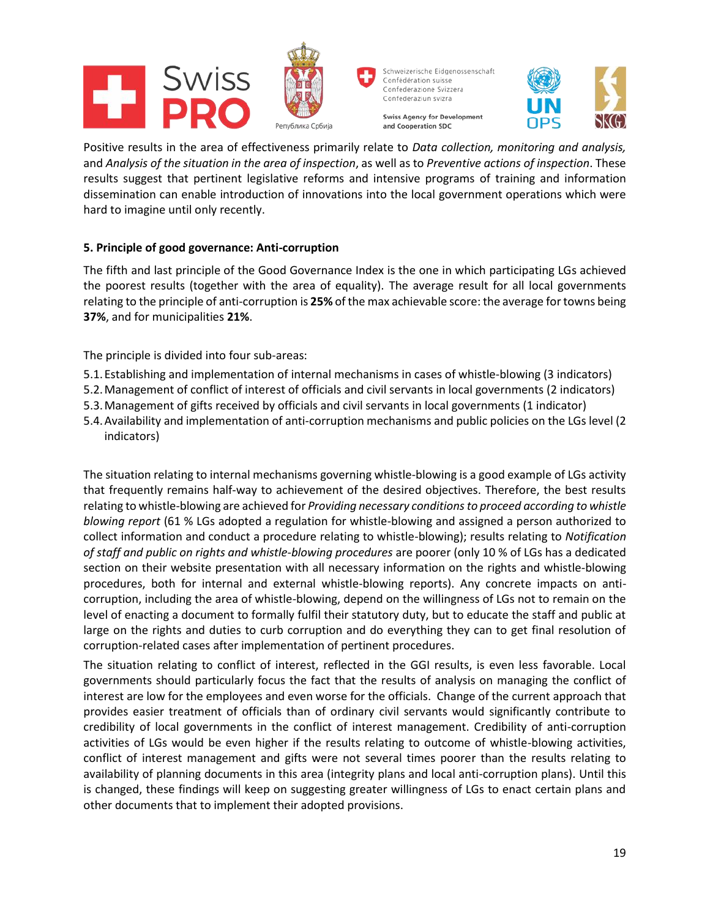Positive results in the area of effectiveness primarily relate to *Data collection, monitoring and analysis,* and *Analysis of the situation in the area of inspection*, as well as to *Preventive actions of inspection*. These results suggest that pertinent legislative reforms and intensive programs of training and information dissemination can enable introduction of innovations into the local government operations which were hard to imagine until only recently.

### 5. Principle of good governance: Anti-corruption

The fifth and last principle of the Good Governance Index is the one in which participating LGs achieved the poorest results (together with the area of equality). The average result for all local governments relating to the principle of anti-corruption is **25%** of the max achievable score: the average for towns being **37%**, and for municipalities **21%**.

The principle is divided into four sub-areas:

5.1. Establishing and implementation of internal mechanisms in cases of whistle-blowing (3 indicators)
5.2. Management of conflict of interest of officials and civil servants in local governments (2 indicators)
5.3. Management of gifts received by officials and civil servants in local governments (1 indicator)
5.4. Availability and implementation of anti-corruption mechanisms and public policies on the LGs level (2 indicators)

The situation relating to internal mechanisms governing whistle-blowing is a good example of LGs activity that frequently remains half-way to achievement of the desired objectives. Therefore, the best results relating to whistle-blowing are achieved for *Providing necessary conditions to proceed according to whistle blowing report* (61 % LGs adopted a regulation for whistle-blowing and assigned a person authorized to collect information and conduct a procedure relating to whistle-blowing); results relating to *Notification of staff and public on rights and whistle-blowing procedures* are poorer (only 10 % of LGs has a dedicated section on their website presentation with all necessary information on the rights and whistle-blowing procedures, both for internal and external whistle-blowing reports). Any concrete impacts on anti-corruption, including the area of whistle-blowing, depend on the willingness of LGs not to remain on the level of enacting a document to formally fulfil their statutory duty, but to educate the staff and public at large on the rights and duties to curb corruption and do everything they can to get final resolution of corruption-related cases after implementation of pertinent procedures.

The situation relating to conflict of interest, reflected in the GGI results, is even less favorable. Local governments should particularly focus the fact that the results of analysis on managing the conflict of interest are low for the employees and even worse for the officials. Change of the current approach that provides easier treatment of officials than of ordinary civil servants would significantly contribute to credibility of local governments in the conflict of interest management. Credibility of anti-corruption activities of LGs would be even higher if the results relating to outcome of whistle-blowing activities, conflict of interest management and gifts were not several times poorer than the results relating to availability of planning documents in this area (integrity plans and local anti-corruption plans). Until this is changed, these findings will keep on suggesting greater willingness of LGs to enact certain plans and other documents that to implement their adopted provisions.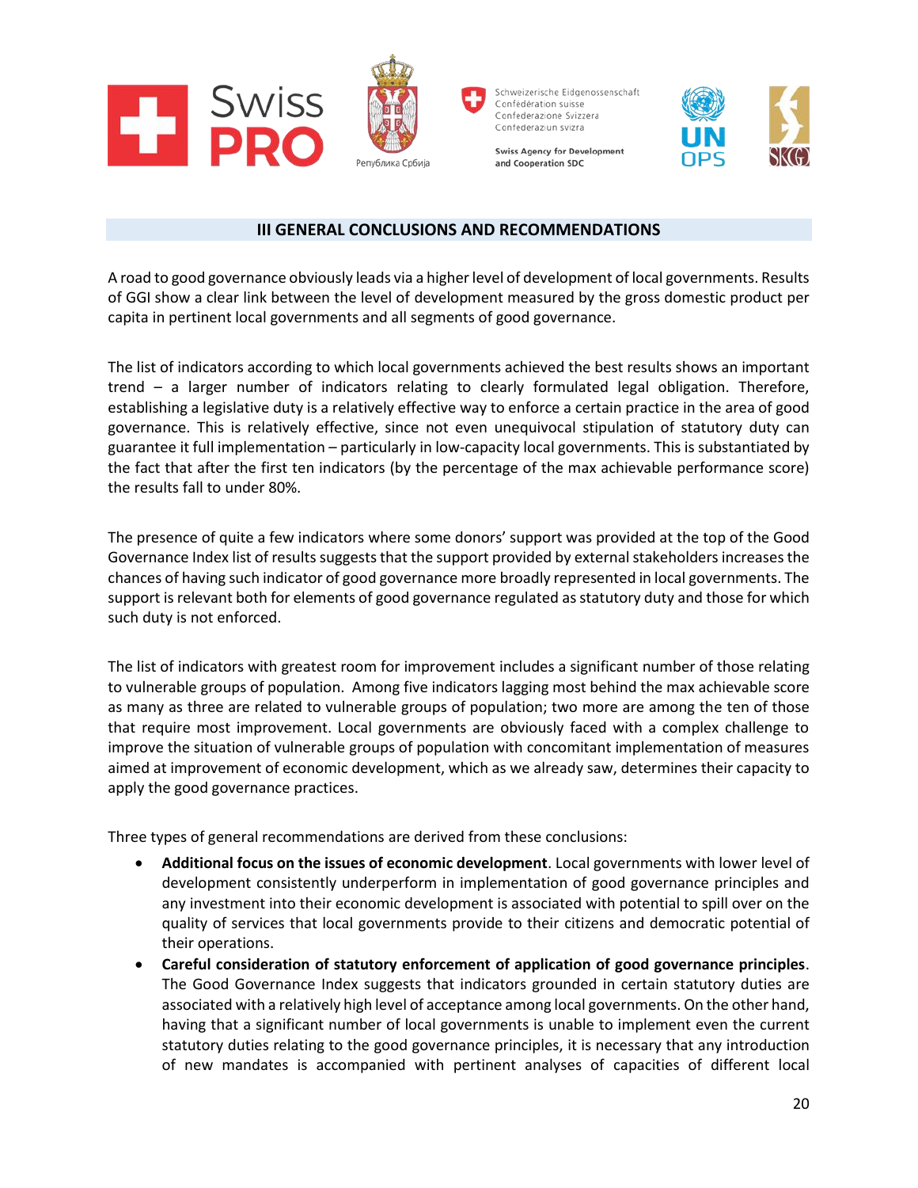## III GENERAL CONCLUSIONS AND RECOMMENDATIONS

A road to good governance obviously leads via a higher level of development of local governments. Results of GGI show a clear link between the level of development measured by the gross domestic product per capita in pertinent local governments and all segments of good governance.

The list of indicators according to which local governments achieved the best results shows an important trend – a larger number of indicators relating to clearly formulated legal obligation. Therefore, establishing a legislative duty is a relatively effective way to enforce a certain practice in the area of good governance. This is relatively effective, since not even unequivocal stipulation of statutory duty can guarantee it full implementation – particularly in low-capacity local governments. This is substantiated by the fact that after the first ten indicators (by the percentage of the max achievable performance score) the results fall to under 80%.

The presence of quite a few indicators where some donors' support was provided at the top of the Good Governance Index list of results suggests that the support provided by external stakeholders increases the chances of having such indicator of good governance more broadly represented in local governments. The support is relevant both for elements of good governance regulated as statutory duty and those for which such duty is not enforced.

The list of indicators with greatest room for improvement includes a significant number of those relating to vulnerable groups of population. Among five indicators lagging most behind the max achievable score as many as three are related to vulnerable groups of population; two more are among the ten of those that require most improvement. Local governments are obviously faced with a complex challenge to improve the situation of vulnerable groups of population with concomitant implementation of measures aimed at improvement of economic development, which as we already saw, determines their capacity to apply the good governance practices.

Three types of general recommendations are derived from these conclusions:

- **Additional focus on the issues of economic development**. Local governments with lower level of development consistently underperform in implementation of good governance principles and any investment into their economic development is associated with potential to spill over on the quality of services that local governments provide to their citizens and democratic potential of their operations.
- **Careful consideration of statutory enforcement of application of good governance principles**. The Good Governance Index suggests that indicators grounded in certain statutory duties are associated with a relatively high level of acceptance among local governments. On the other hand, having that a significant number of local governments is unable to implement even the current statutory duties relating to the good governance principles, it is necessary that any introduction of new mandates is accompanied with pertinent analyses of capacities of different local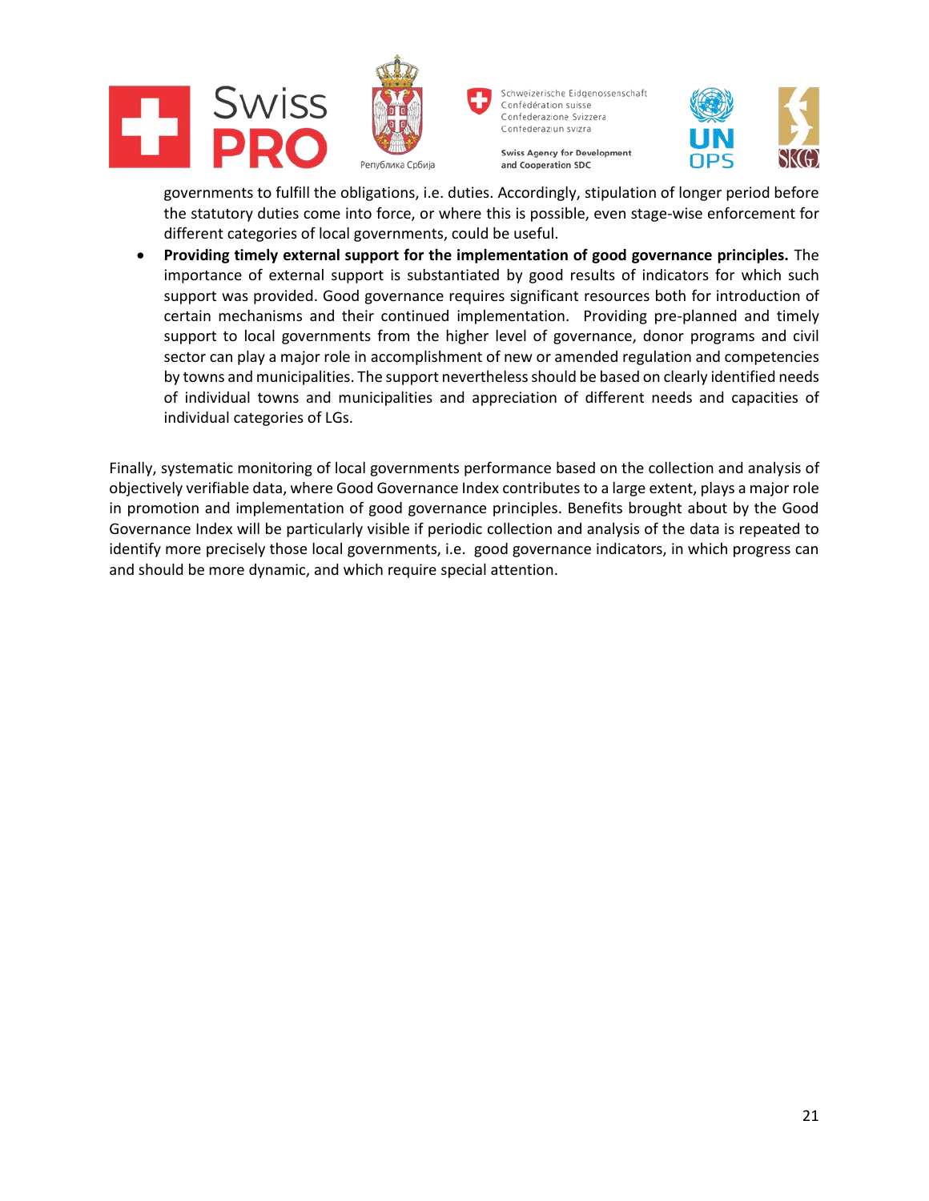governments to fulfill the obligations, i.e. duties. Accordingly, stipulation of longer period before the statutory duties come into force, or where this is possible, even stage-wise enforcement for different categories of local governments, could be useful.

- **Providing timely external support for the implementation of good governance principles.** The importance of external support is substantiated by good results of indicators for which such support was provided. Good governance requires significant resources both for introduction of certain mechanisms and their continued implementation. Providing pre-planned and timely support to local governments from the higher level of governance, donor programs and civil sector can play a major role in accomplishment of new or amended regulation and competencies by towns and municipalities. The support nevertheless should be based on clearly identified needs of individual towns and municipalities and appreciation of different needs and capacities of individual categories of LGs.

Finally, systematic monitoring of local governments performance based on the collection and analysis of objectively verifiable data, where Good Governance Index contributes to a large extent, plays a major role in promotion and implementation of good governance principles. Benefits brought about by the Good Governance Index will be particularly visible if periodic collection and analysis of the data is repeated to identify more precisely those local governments, i.e. good governance indicators, in which progress can and should be more dynamic, and which require special attention.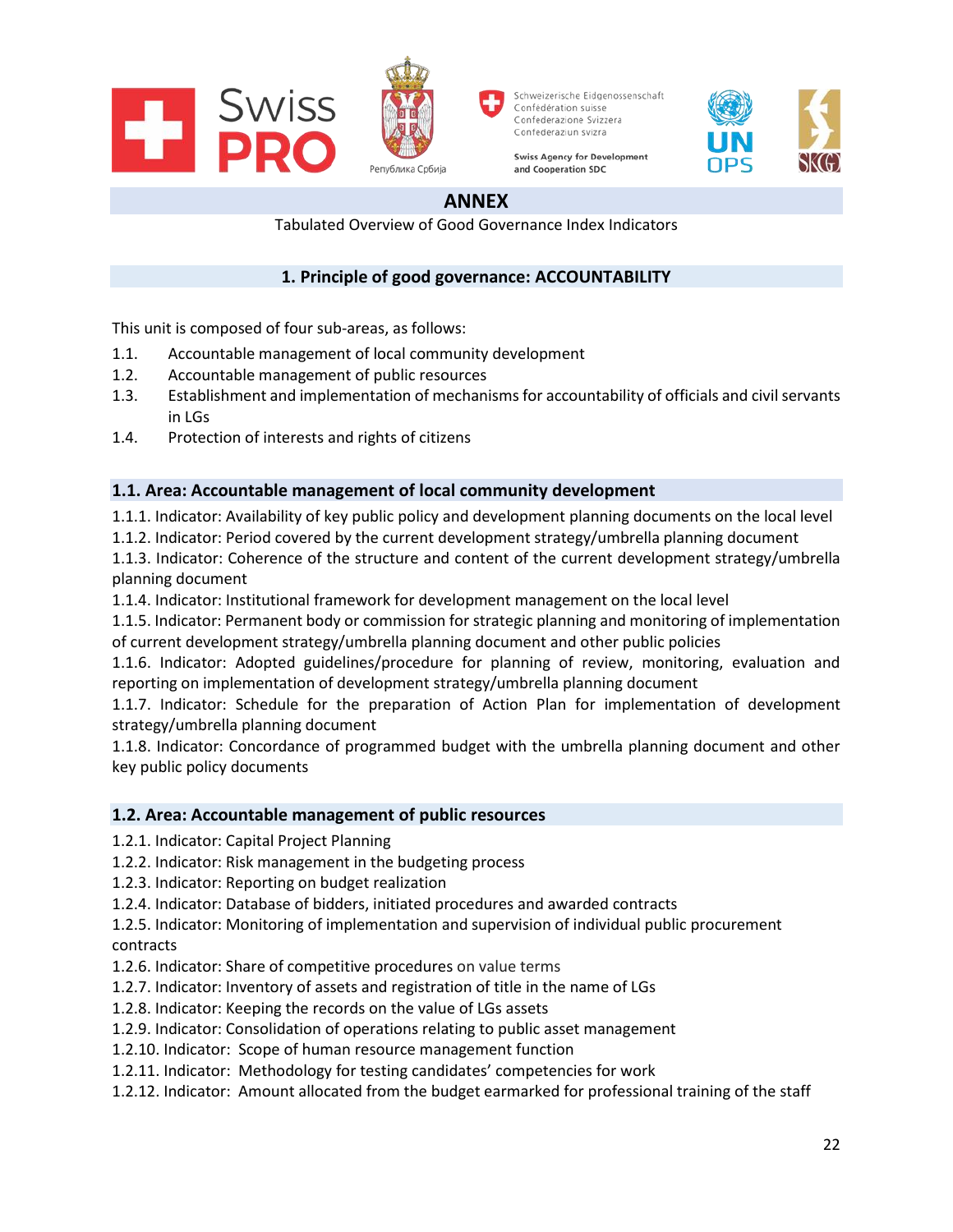# ANNEX

Tabulated Overview of Good Governance Index Indicators

## 1. Principle of good governance: ACCOUNTABILITY

This unit is composed of four sub-areas, as follows:

1.1. Accountable management of local community development
1.2. Accountable management of public resources
1.3. Establishment and implementation of mechanisms for accountability of officials and civil servants in LGs
1.4. Protection of interests and rights of citizens

### 1.1. Area: Accountable management of local community development

1.1.1. Indicator: Availability of key public policy and development planning documents on the local level
1.1.2. Indicator: Period covered by the current development strategy/umbrella planning document
1.1.3. Indicator: Coherence of the structure and content of the current development strategy/umbrella planning document
1.1.4. Indicator: Institutional framework for development management on the local level
1.1.5. Indicator: Permanent body or commission for strategic planning and monitoring of implementation of current development strategy/umbrella planning document and other public policies
1.1.6. Indicator: Adopted guidelines/procedure for planning of review, monitoring, evaluation and reporting on implementation of development strategy/umbrella planning document
1.1.7. Indicator: Schedule for the preparation of Action Plan for implementation of development strategy/umbrella planning document
1.1.8. Indicator: Concordance of programmed budget with the umbrella planning document and other key public policy documents

### 1.2. Area: Accountable management of public resources

1.2.1. Indicator: Capital Project Planning
1.2.2. Indicator: Risk management in the budgeting process
1.2.3. Indicator: Reporting on budget realization
1.2.4. Indicator: Database of bidders, initiated procedures and awarded contracts
1.2.5. Indicator: Monitoring of implementation and supervision of individual public procurement contracts
1.2.6. Indicator: Share of competitive procedures on value terms
1.2.7. Indicator: Inventory of assets and registration of title in the name of LGs
1.2.8. Indicator: Keeping the records on the value of LGs assets
1.2.9. Indicator: Consolidation of operations relating to public asset management
1.2.10. Indicator: Scope of human resource management function
1.2.11. Indicator: Methodology for testing candidates' competencies for work
1.2.12. Indicator: Amount allocated from the budget earmarked for professional training of the staff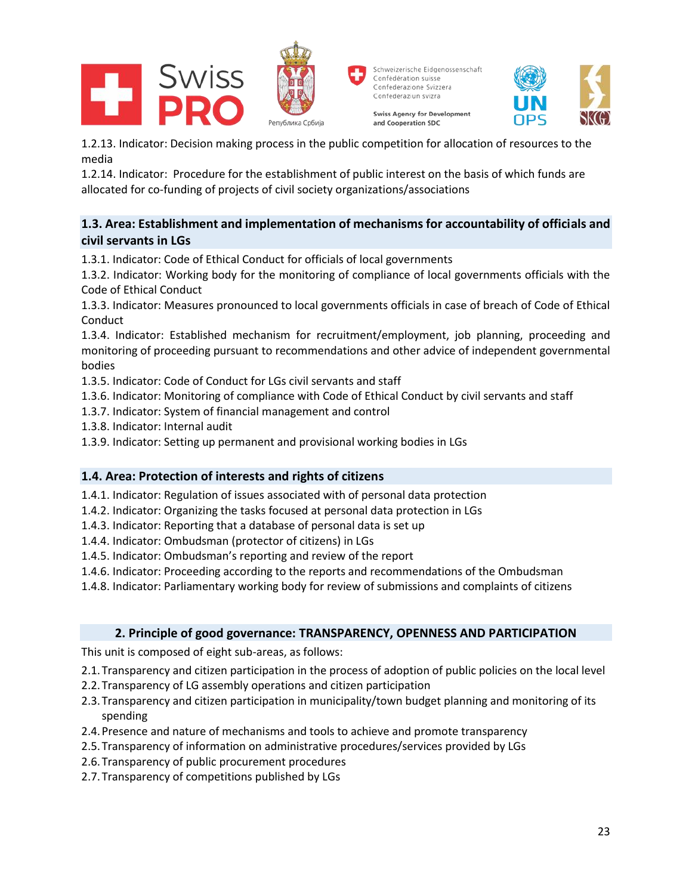1.2.13. Indicator: Decision making process in the public competition for allocation of resources to the media

1.2.14. Indicator: Procedure for the establishment of public interest on the basis of which funds are allocated for co-funding of projects of civil society organizations/associations

### 1.3. Area: Establishment and implementation of mechanisms for accountability of officials and civil servants in LGs

1.3.1. Indicator: Code of Ethical Conduct for officials of local governments

1.3.2. Indicator: Working body for the monitoring of compliance of local governments officials with the Code of Ethical Conduct

1.3.3. Indicator: Measures pronounced to local governments officials in case of breach of Code of Ethical Conduct

1.3.4. Indicator: Established mechanism for recruitment/employment, job planning, proceeding and monitoring of proceeding pursuant to recommendations and other advice of independent governmental bodies

1.3.5. Indicator: Code of Conduct for LGs civil servants and staff

1.3.6. Indicator: Monitoring of compliance with Code of Ethical Conduct by civil servants and staff

1.3.7. Indicator: System of financial management and control

1.3.8. Indicator: Internal audit

1.3.9. Indicator: Setting up permanent and provisional working bodies in LGs

### 1.4. Area: Protection of interests and rights of citizens

1.4.1. Indicator: Regulation of issues associated with of personal data protection

1.4.2. Indicator: Organizing the tasks focused at personal data protection in LGs

1.4.3. Indicator: Reporting that a database of personal data is set up

1.4.4. Indicator: Ombudsman (protector of citizens) in LGs

1.4.5. Indicator: Ombudsman's reporting and review of the report

1.4.6. Indicator: Proceeding according to the reports and recommendations of the Ombudsman

1.4.8. Indicator: Parliamentary working body for review of submissions and complaints of citizens

## 2. Principle of good governance: TRANSPARENCY, OPENNESS AND PARTICIPATION

This unit is composed of eight sub-areas, as follows:

2.1. Transparency and citizen participation in the process of adoption of public policies on the local level

2.2. Transparency of LG assembly operations and citizen participation

2.3. Transparency and citizen participation in municipality/town budget planning and monitoring of its spending

2.4. Presence and nature of mechanisms and tools to achieve and promote transparency

2.5. Transparency of information on administrative procedures/services provided by LGs

2.6. Transparency of public procurement procedures

2.7. Transparency of competitions published by LGs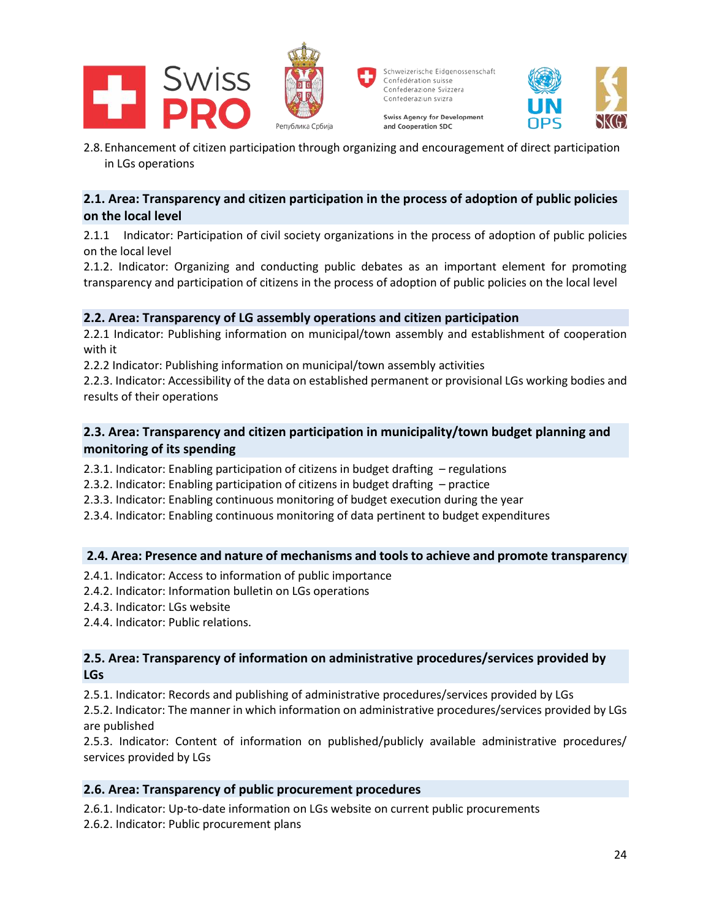2.8. Enhancement of citizen participation through organizing and encouragement of direct participation in LGs operations

### 2.1. Area: Transparency and citizen participation in the process of adoption of public policies on the local level

2.1.1 Indicator: Participation of civil society organizations in the process of adoption of public policies on the local level

2.1.2. Indicator: Organizing and conducting public debates as an important element for promoting transparency and participation of citizens in the process of adoption of public policies on the local level

### 2.2. Area: Transparency of LG assembly operations and citizen participation

2.2.1 Indicator: Publishing information on municipal/town assembly and establishment of cooperation with it

2.2.2 Indicator: Publishing information on municipal/town assembly activities

2.2.3. Indicator: Accessibility of the data on established permanent or provisional LGs working bodies and results of their operations

### 2.3. Area: Transparency and citizen participation in municipality/town budget planning and monitoring of its spending

2.3.1. Indicator: Enabling participation of citizens in budget drafting – regulations

2.3.2. Indicator: Enabling participation of citizens in budget drafting – practice

2.3.3. Indicator: Enabling continuous monitoring of budget execution during the year

2.3.4. Indicator: Enabling continuous monitoring of data pertinent to budget expenditures

### 2.4. Area: Presence and nature of mechanisms and tools to achieve and promote transparency

2.4.1. Indicator: Access to information of public importance

2.4.2. Indicator: Information bulletin on LGs operations

2.4.3. Indicator: LGs website

2.4.4. Indicator: Public relations.

### 2.5. Area: Transparency of information on administrative procedures/services provided by LGs

2.5.1. Indicator: Records and publishing of administrative procedures/services provided by LGs

2.5.2. Indicator: The manner in which information on administrative procedures/services provided by LGs are published

2.5.3. Indicator: Content of information on published/publicly available administrative procedures/ services provided by LGs

### 2.6. Area: Transparency of public procurement procedures

2.6.1. Indicator: Up-to-date information on LGs website on current public procurements

2.6.2. Indicator: Public procurement plans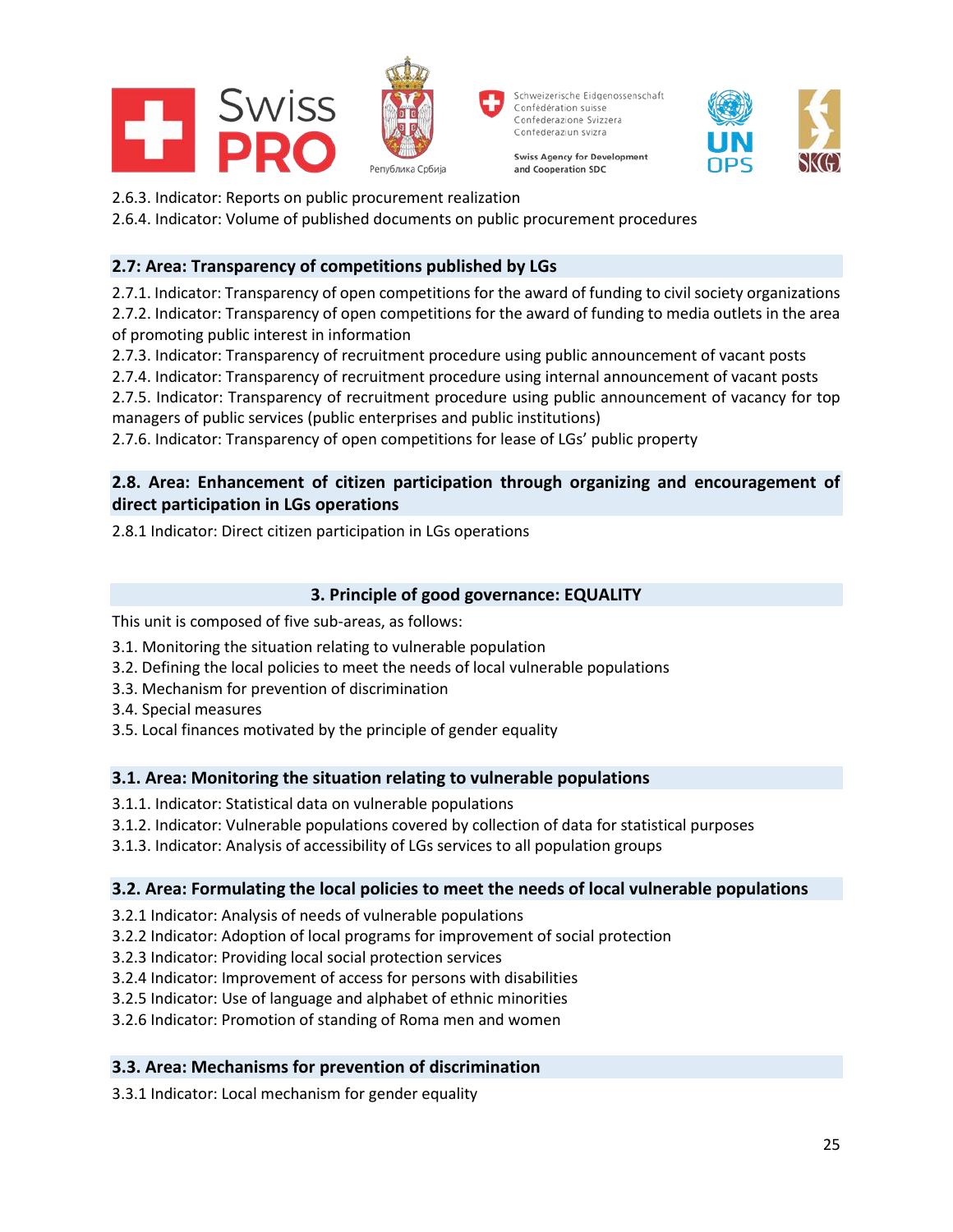2.6.3. Indicator: Reports on public procurement realization

2.6.4. Indicator: Volume of published documents on public procurement procedures

### 2.7: Area: Transparency of competitions published by LGs

2.7.1. Indicator: Transparency of open competitions for the award of funding to civil society organizations

2.7.2. Indicator: Transparency of open competitions for the award of funding to media outlets in the area of promoting public interest in information

2.7.3. Indicator: Transparency of recruitment procedure using public announcement of vacant posts

2.7.4. Indicator: Transparency of recruitment procedure using internal announcement of vacant posts

2.7.5. Indicator: Transparency of recruitment procedure using public announcement of vacancy for top managers of public services (public enterprises and public institutions)

2.7.6. Indicator: Transparency of open competitions for lease of LGs' public property

### 2.8. Area: Enhancement of citizen participation through organizing and encouragement of direct participation in LGs operations

2.8.1 Indicator: Direct citizen participation in LGs operations

## 3. Principle of good governance: EQUALITY

This unit is composed of five sub-areas, as follows:

3.1. Monitoring the situation relating to vulnerable population

3.2. Defining the local policies to meet the needs of local vulnerable populations

3.3. Mechanism for prevention of discrimination

3.4. Special measures

3.5. Local finances motivated by the principle of gender equality

### 3.1. Area: Monitoring the situation relating to vulnerable populations

3.1.1. Indicator: Statistical data on vulnerable populations

3.1.2. Indicator: Vulnerable populations covered by collection of data for statistical purposes

3.1.3. Indicator: Analysis of accessibility of LGs services to all population groups

### 3.2. Area: Formulating the local policies to meet the needs of local vulnerable populations

3.2.1 Indicator: Analysis of needs of vulnerable populations

3.2.2 Indicator: Adoption of local programs for improvement of social protection

3.2.3 Indicator: Providing local social protection services

3.2.4 Indicator: Improvement of access for persons with disabilities

3.2.5 Indicator: Use of language and alphabet of ethnic minorities

3.2.6 Indicator: Promotion of standing of Roma men and women

### 3.3. Area: Mechanisms for prevention of discrimination

3.3.1 Indicator: Local mechanism for gender equality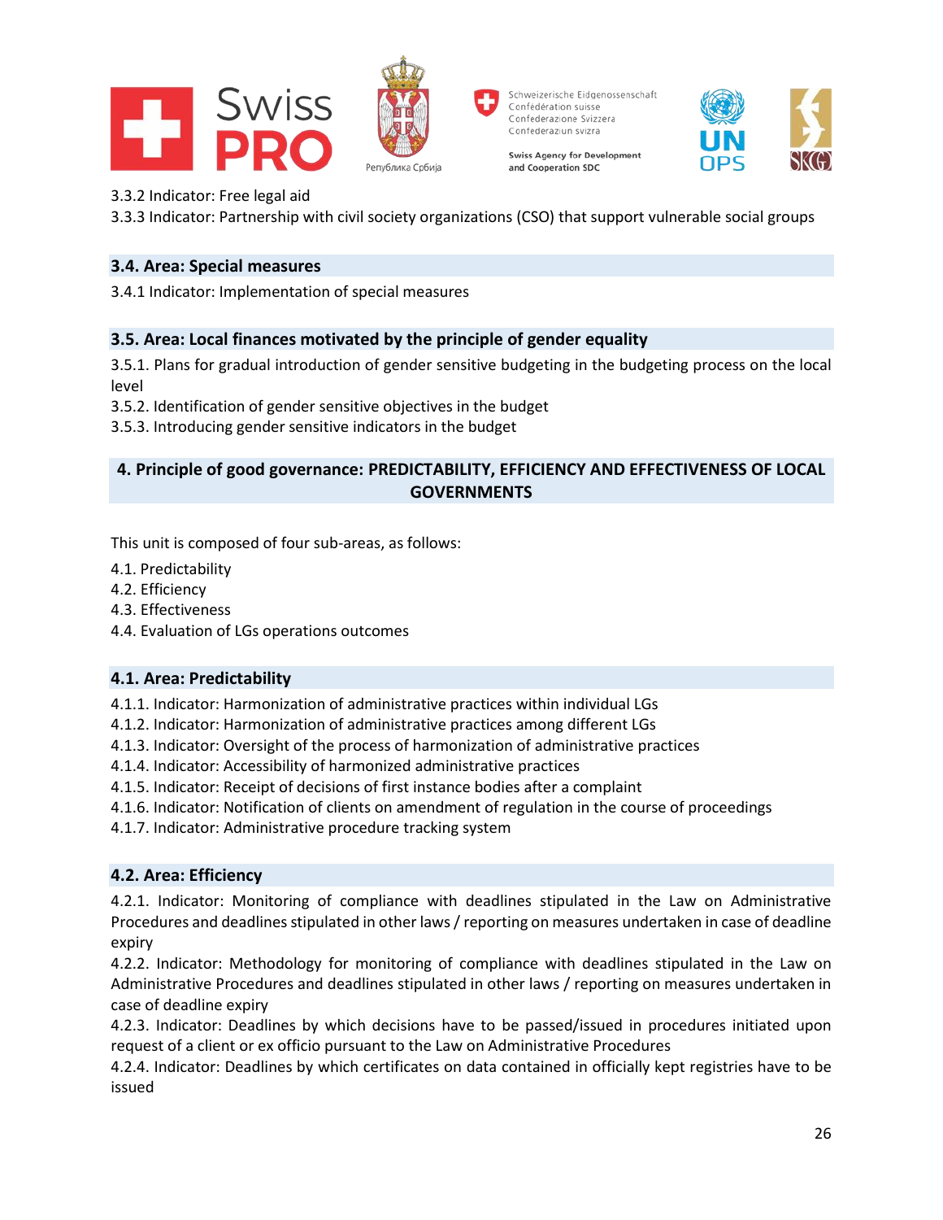3.3.2 Indicator: Free legal aid

3.3.3 Indicator: Partnership with civil society organizations (CSO) that support vulnerable social groups

### 3.4. Area: Special measures

3.4.1 Indicator: Implementation of special measures

### 3.5. Area: Local finances motivated by the principle of gender equality

3.5.1. Plans for gradual introduction of gender sensitive budgeting in the budgeting process on the local level

3.5.2. Identification of gender sensitive objectives in the budget

3.5.3. Introducing gender sensitive indicators in the budget

## 4. Principle of good governance: PREDICTABILITY, EFFICIENCY AND EFFECTIVENESS OF LOCAL GOVERNMENTS

This unit is composed of four sub-areas, as follows:

4.1. Predictability

4.2. Efficiency

4.3. Effectiveness

4.4. Evaluation of LGs operations outcomes

### 4.1. Area: Predictability

4.1.1. Indicator: Harmonization of administrative practices within individual LGs

4.1.2. Indicator: Harmonization of administrative practices among different LGs

4.1.3. Indicator: Oversight of the process of harmonization of administrative practices

4.1.4. Indicator: Accessibility of harmonized administrative practices

4.1.5. Indicator: Receipt of decisions of first instance bodies after a complaint

4.1.6. Indicator: Notification of clients on amendment of regulation in the course of proceedings

4.1.7. Indicator: Administrative procedure tracking system

### 4.2. Area: Efficiency

4.2.1. Indicator: Monitoring of compliance with deadlines stipulated in the Law on Administrative Procedures and deadlines stipulated in other laws / reporting on measures undertaken in case of deadline expiry

4.2.2. Indicator: Methodology for monitoring of compliance with deadlines stipulated in the Law on Administrative Procedures and deadlines stipulated in other laws / reporting on measures undertaken in case of deadline expiry

4.2.3. Indicator: Deadlines by which decisions have to be passed/issued in procedures initiated upon request of a client or ex officio pursuant to the Law on Administrative Procedures

4.2.4. Indicator: Deadlines by which certificates on data contained in officially kept registries have to be issued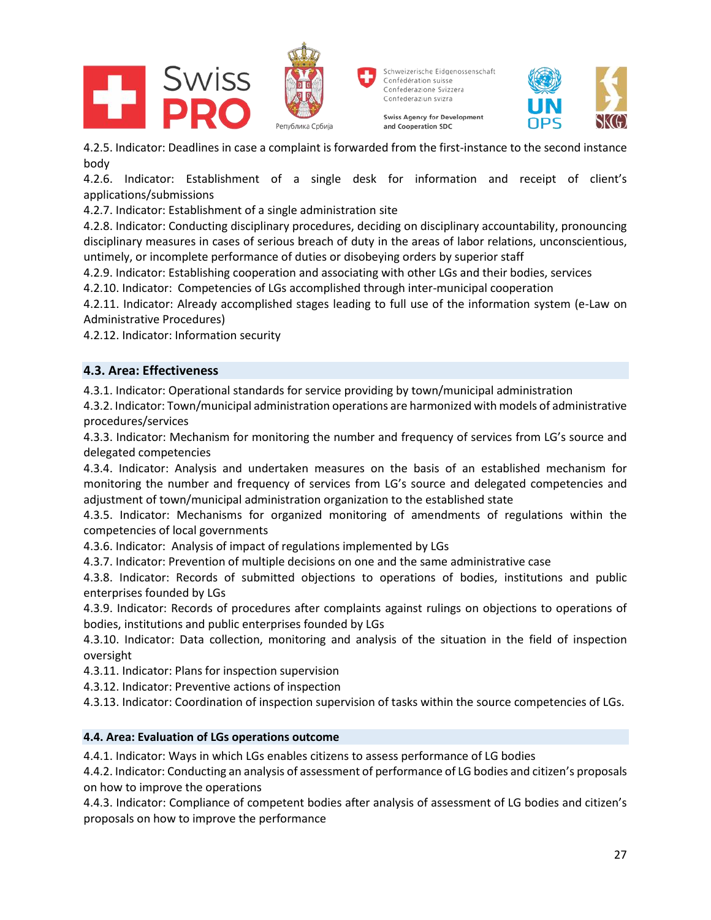4.2.5. Indicator: Deadlines in case a complaint is forwarded from the first-instance to the second instance body

4.2.6. Indicator: Establishment of a single desk for information and receipt of client's applications/submissions

4.2.7. Indicator: Establishment of a single administration site

4.2.8. Indicator: Conducting disciplinary procedures, deciding on disciplinary accountability, pronouncing disciplinary measures in cases of serious breach of duty in the areas of labor relations, unconscientious, untimely, or incomplete performance of duties or disobeying orders by superior staff

4.2.9. Indicator: Establishing cooperation and associating with other LGs and their bodies, services

4.2.10. Indicator: Competencies of LGs accomplished through inter-municipal cooperation

4.2.11. Indicator: Already accomplished stages leading to full use of the information system (e-Law on Administrative Procedures)

4.2.12. Indicator: Information security

### 4.3. Area: Effectiveness

4.3.1. Indicator: Operational standards for service providing by town/municipal administration

4.3.2. Indicator: Town/municipal administration operations are harmonized with models of administrative procedures/services

4.3.3. Indicator: Mechanism for monitoring the number and frequency of services from LG's source and delegated competencies

4.3.4. Indicator: Analysis and undertaken measures on the basis of an established mechanism for monitoring the number and frequency of services from LG's source and delegated competencies and adjustment of town/municipal administration organization to the established state

4.3.5. Indicator: Mechanisms for organized monitoring of amendments of regulations within the competencies of local governments

4.3.6. Indicator: Analysis of impact of regulations implemented by LGs

4.3.7. Indicator: Prevention of multiple decisions on one and the same administrative case

4.3.8. Indicator: Records of submitted objections to operations of bodies, institutions and public enterprises founded by LGs

4.3.9. Indicator: Records of procedures after complaints against rulings on objections to operations of bodies, institutions and public enterprises founded by LGs

4.3.10. Indicator: Data collection, monitoring and analysis of the situation in the field of inspection oversight

4.3.11. Indicator: Plans for inspection supervision

4.3.12. Indicator: Preventive actions of inspection

4.3.13. Indicator: Coordination of inspection supervision of tasks within the source competencies of LGs.

### 4.4. Area: Evaluation of LGs operations outcome

4.4.1. Indicator: Ways in which LGs enables citizens to assess performance of LG bodies

4.4.2. Indicator: Conducting an analysis of assessment of performance of LG bodies and citizen's proposals on how to improve the operations

4.4.3. Indicator: Compliance of competent bodies after analysis of assessment of LG bodies and citizen's proposals on how to improve the performance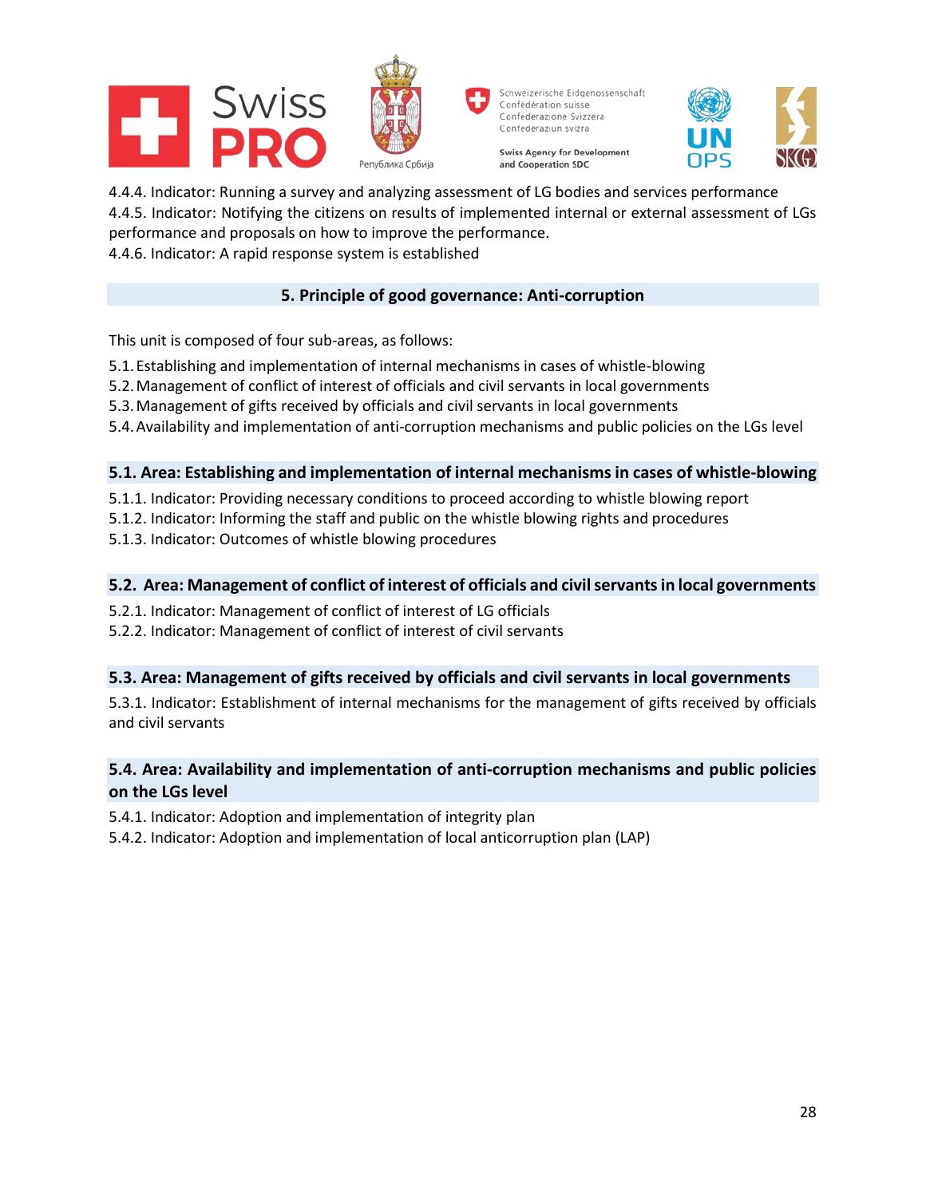4.4.4. Indicator: Running a survey and analyzing assessment of LG bodies and services performance
4.4.5. Indicator: Notifying the citizens on results of implemented internal or external assessment of LGs performance and proposals on how to improve the performance.
4.4.6. Indicator: A rapid response system is established

## 5. Principle of good governance: Anti-corruption

This unit is composed of four sub-areas, as follows:

5.1. Establishing and implementation of internal mechanisms in cases of whistle-blowing
5.2. Management of conflict of interest of officials and civil servants in local governments
5.3. Management of gifts received by officials and civil servants in local governments
5.4. Availability and implementation of anti-corruption mechanisms and public policies on the LGs level

### 5.1. Area: Establishing and implementation of internal mechanisms in cases of whistle-blowing

5.1.1. Indicator: Providing necessary conditions to proceed according to whistle blowing report
5.1.2. Indicator: Informing the staff and public on the whistle blowing rights and procedures
5.1.3. Indicator: Outcomes of whistle blowing procedures

### 5.2. Area: Management of conflict of interest of officials and civil servants in local governments

5.2.1. Indicator: Management of conflict of interest of LG officials
5.2.2. Indicator: Management of conflict of interest of civil servants

### 5.3. Area: Management of gifts received by officials and civil servants in local governments

5.3.1. Indicator: Establishment of internal mechanisms for the management of gifts received by officials and civil servants

### 5.4. Area: Availability and implementation of anti-corruption mechanisms and public policies on the LGs level

5.4.1. Indicator: Adoption and implementation of integrity plan
5.4.2. Indicator: Adoption and implementation of local anticorruption plan (LAP)